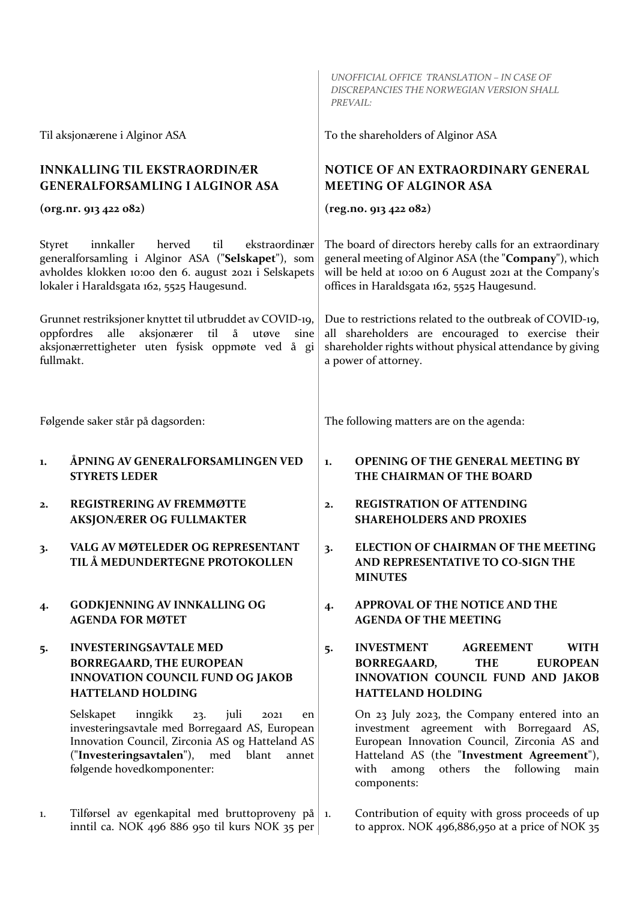*UNOFFICIAL OFFICE TRANSLATION – IN CASE OF DISCREPANCIES THE NORWEGIAN VERSION SHALL PREVAIL:*

Til aksjonærene i Alginor ASA

## INNKALLING TIL EKSTRAORDINÆR GENERALFORSAMLING I ALGINOR ASA

**(org.nr. 913 422 082)**

Styret innkaller herved til ekstraordinær generalforsamling i Alginor ASA ("**Selskapet**"), som avholdes klokken 10:00 den 6. august 2021 i Selskapets lokaler i Haraldsgata 162, 5525 Haugesund.

Grunnet restriksjoner knyttet til utbruddet av COVID-19, oppfordres alle aksjonærer til å utøve sine aksjonærrettigheter uten fysisk oppmøte ved å gi fullmakt.

Følgende saker står på dagsorden:

1. **ÅPNING AV GENERALFORSAMLINGEN VED STYRETS LEDER**
2. **REGISTRERING AV FREMMØTTE AKSJONÆRER OG FULLMAKTER**
3. **VALG AV MØTELEDER OG REPRESENTANT TIL Å MEDUNDERTEGNE PROTOKOLLEN**
4. **GODKJENNING AV INNKALLING OG AGENDA FOR MØTET**
5. **INVESTERINGSAVTALE MED BORREGAARD, THE EUROPEAN INNOVATION COUNCIL FUND OG JAKOB HATTELAND HOLDING**

   Selskapet inngikk 23. juli 2021 en investeringsavtale med Borregaard AS, European Innovation Council, Zirconia AS og Hatteland AS ("**Investeringsavtalen**"), med blant annet følgende hovedkomponenter:

1. Tilførsel av egenkapital med bruttoproveny på inntil ca. NOK 496 886 950 til kurs NOK 35 per

---

To the shareholders of Alginor ASA

## NOTICE OF AN EXTRAORDINARY GENERAL MEETING OF ALGINOR ASA

**(reg.no. 913 422 082)**

The board of directors hereby calls for an extraordinary general meeting of Alginor ASA (the "**Company**"), which will be held at 10:00 on 6 August 2021 at the Company's offices in Haraldsgata 162, 5525 Haugesund.

Due to restrictions related to the outbreak of COVID-19, all shareholders are encouraged to exercise their shareholder rights without physical attendance by giving a power of attorney.

The following matters are on the agenda:

1. **OPENING OF THE GENERAL MEETING BY THE CHAIRMAN OF THE BOARD**
2. **REGISTRATION OF ATTENDING SHAREHOLDERS AND PROXIES**
3. **ELECTION OF CHAIRMAN OF THE MEETING AND REPRESENTATIVE TO CO-SIGN THE MINUTES**
4. **APPROVAL OF THE NOTICE AND THE AGENDA OF THE MEETING**
5. **INVESTMENT AGREEMENT WITH BORREGAARD, THE EUROPEAN INNOVATION COUNCIL FUND AND JAKOB HATTELAND HOLDING**

   On 23 July 2023, the Company entered into an investment agreement with Borregaard AS, European Innovation Council, Zirconia AS and Hatteland AS (the "**Investment Agreement**"), with among others the following main components:

1. Contribution of equity with gross proceeds of up to approx. NOK 496,886,950 at a price of NOK 35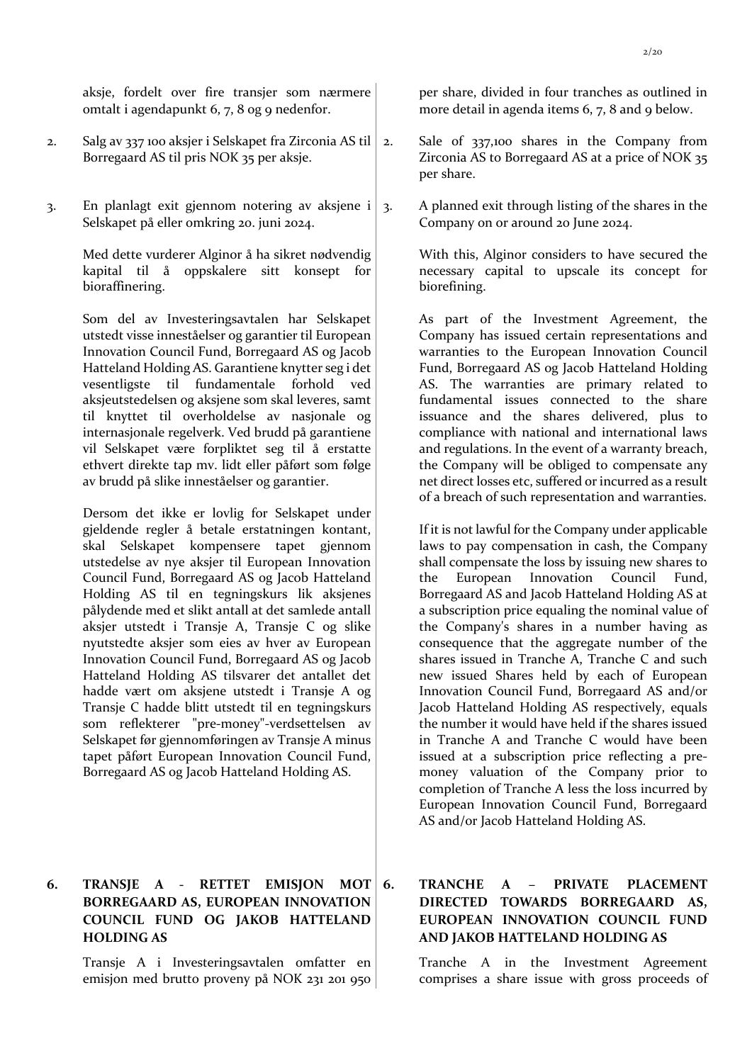aksje, fordelt over fire transjer som nærmere omtalt i agendapunkt 6, 7, 8 og 9 nedenfor.

2. Salg av 337 100 aksjer i Selskapet fra Zirconia AS til Borregaard AS til pris NOK 35 per aksje.

3. En planlagt exit gjennom notering av aksjene i Selskapet på eller omkring 20. juni 2024.

   Med dette vurderer Alginor å ha sikret nødvendig kapital til å oppskalere sitt konsept for bioraffinering.

   Som del av Investeringsavtalen har Selskapet utstedt visse inneståelser og garantier til European Innovation Council Fund, Borregaard AS og Jacob Hatteland Holding AS. Garantiene knytter seg i det vesentligste til fundamentale forhold ved aksjeutstedelsen og aksjene som skal leveres, samt til knyttet til overholdelse av nasjonale og internasjonale regelverk. Ved brudd på garantiene vil Selskapet være forpliktet seg til å erstatte ethvert direkte tap mv. lidt eller påført som følge av brudd på slike inneståelser og garantier.

   Dersom det ikke er lovlig for Selskapet under gjeldende regler å betale erstatningen kontant, skal Selskapet kompensere tapet gjennom utstedelse av nye aksjer til European Innovation Council Fund, Borregaard AS og Jacob Hatteland Holding AS til en tegningskurs lik aksjenes pålydende med et slikt antall at det samlede antall aksjer utstedt i Transje A, Transje C og slike nyutstedte aksjer som eies av hver av European Innovation Council Fund, Borregaard AS og Jacob Hatteland Holding AS tilsvarer det antallet det hadde vært om aksjene utstedt i Transje A og Transje C hadde blitt utstedt til en tegningskurs som reflekterer "pre-money"-verdsettelsen av Selskapet før gjennomføringen av Transje A minus tapet påført European Innovation Council Fund, Borregaard AS og Jacob Hatteland Holding AS.

## 6. TRANSJE A - RETTET EMISJON MOT BORREGAARD AS, EUROPEAN INNOVATION COUNCIL FUND OG JAKOB HATTELAND HOLDING AS

Transje A i Investeringsavtalen omfatter en emisjon med brutto proveny på NOK 231 201 950

---

per share, divided in four tranches as outlined in more detail in agenda items 6, 7, 8 and 9 below.

2. Sale of 337,100 shares in the Company from Zirconia AS to Borregaard AS at a price of NOK 35 per share.

3. A planned exit through listing of the shares in the Company on or around 20 June 2024.

   With this, Alginor considers to have secured the necessary capital to upscale its concept for biorefining.

   As part of the Investment Agreement, the Company has issued certain representations and warranties to the European Innovation Council Fund, Borregaard AS og Jacob Hatteland Holding AS. The warranties are primary related to fundamental issues connected to the share issuance and the shares delivered, plus to compliance with national and international laws and regulations. In the event of a warranty breach, the Company will be obliged to compensate any net direct losses etc, suffered or incurred as a result of a breach of such representation and warranties.

   If it is not lawful for the Company under applicable laws to pay compensation in cash, the Company shall compensate the loss by issuing new shares to the European Innovation Council Fund, Borregaard AS and Jacob Hatteland Holding AS at a subscription price equaling the nominal value of the Company's shares in a number having as consequence that the aggregate number of the shares issued in Tranche A, Tranche C and such new issued Shares held by each of European Innovation Council Fund, Borregaard AS and/or Jacob Hatteland Holding AS respectively, equals the number it would have held if the shares issued in Tranche A and Tranche C would have been issued at a subscription price reflecting a pre-money valuation of the Company prior to completion of Tranche A less the loss incurred by European Innovation Council Fund, Borregaard AS and/or Jacob Hatteland Holding AS.

## 6. TRANCHE A – PRIVATE PLACEMENT DIRECTED TOWARDS BORREGAARD AS, EUROPEAN INNOVATION COUNCIL FUND AND JAKOB HATTELAND HOLDING AS

Tranche A in the Investment Agreement comprises a share issue with gross proceeds of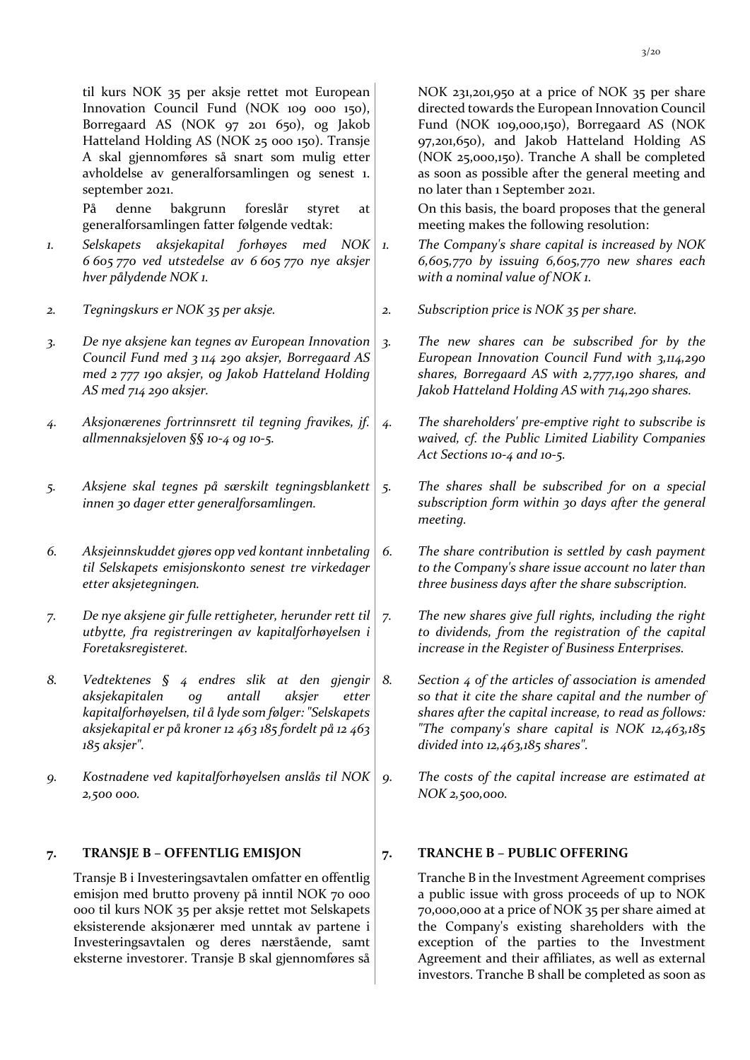til kurs NOK 35 per aksje rettet mot European Innovation Council Fund (NOK 109 000 150), Borregaard AS (NOK 97 201 650), og Jakob Hatteland Holding AS (NOK 25 000 150). Transje A skal gjennomføres så snart som mulig etter avholdelse av generalforsamlingen og senest 1. september 2021.

På denne bakgrunn foreslår styret at generalforsamlingen fatter følgende vedtak:

1. *Selskapets aksjekapital forhøyes med NOK 6 605 770 ved utstedelse av 6 605 770 nye aksjer hver pålydende NOK 1.*
2. *Tegningskurs er NOK 35 per aksje.*
3. *De nye aksjene kan tegnes av European Innovation Council Fund med 3 114 290 aksjer, Borregaard AS med 2 777 190 aksjer, og Jakob Hatteland Holding AS med 714 290 aksjer.*
4. *Aksjonærenes fortrinnsrett til tegning fravikes, jf. allmennaksjeloven §§ 10-4 og 10-5.*
5. *Aksjene skal tegnes på særskilt tegningsblankett innen 30 dager etter generalforsamlingen.*
6. *Aksjeinnskuddet gjøres opp ved kontant innbetaling til Selskapets emisjonskonto senest tre virkedager etter aksjetegningen.*
7. *De nye aksjene gir fulle rettigheter, herunder rett til utbytte, fra registreringen av kapitalforhøyelsen i Foretaksregisteret.*
8. *Vedtektenes § 4 endres slik at den gjengir aksjekapitalen og antall aksjer etter kapitalforhøyelsen, til å lyde som følger: "Selskapets aksjekapital er på kroner 12 463 185 fordelt på 12 463 185 aksjer".*
9. *Kostnadene ved kapitalforhøyelsen anslås til NOK 2,500 000.*

## 7. TRANSJE B – OFFENTLIG EMISJON

Transje B i Investeringsavtalen omfatter en offentlig emisjon med brutto proveny på inntil NOK 70 000 000 til kurs NOK 35 per aksje rettet mot Selskapets eksisterende aksjonærer med unntak av partene i Investeringsavtalen og deres nærstående, samt eksterne investorer. Transje B skal gjennomføres så

---

NOK 231,201,950 at a price of NOK 35 per share directed towards the European Innovation Council Fund (NOK 109,000,150), Borregaard AS (NOK 97,201,650), and Jakob Hatteland Holding AS (NOK 25,000,150). Tranche A shall be completed as soon as possible after the general meeting and no later than 1 September 2021.

On this basis, the board proposes that the general meeting makes the following resolution:

1. *The Company's share capital is increased by NOK 6,605,770 by issuing 6,605,770 new shares each with a nominal value of NOK 1.*
2. *Subscription price is NOK 35 per share.*
3. *The new shares can be subscribed for by the European Innovation Council Fund with 3,114,290 shares, Borregaard AS with 2,777,190 shares, and Jakob Hatteland Holding AS with 714,290 shares.*
4. *The shareholders' pre-emptive right to subscribe is waived, cf. the Public Limited Liability Companies Act Sections 10-4 and 10-5.*
5. *The shares shall be subscribed for on a special subscription form within 30 days after the general meeting.*
6. *The share contribution is settled by cash payment to the Company's share issue account no later than three business days after the share subscription.*
7. *The new shares give full rights, including the right to dividends, from the registration of the capital increase in the Register of Business Enterprises.*
8. *Section 4 of the articles of association is amended so that it cite the share capital and the number of shares after the capital increase, to read as follows: "The company's share capital is NOK 12,463,185 divided into 12,463,185 shares".*
9. *The costs of the capital increase are estimated at NOK 2,500,000.*

## 7. TRANCHE B – PUBLIC OFFERING

Tranche B in the Investment Agreement comprises a public issue with gross proceeds of up to NOK 70,000,000 at a price of NOK 35 per share aimed at the Company's existing shareholders with the exception of the parties to the Investment Agreement and their affiliates, as well as external investors. Tranche B shall be completed as soon as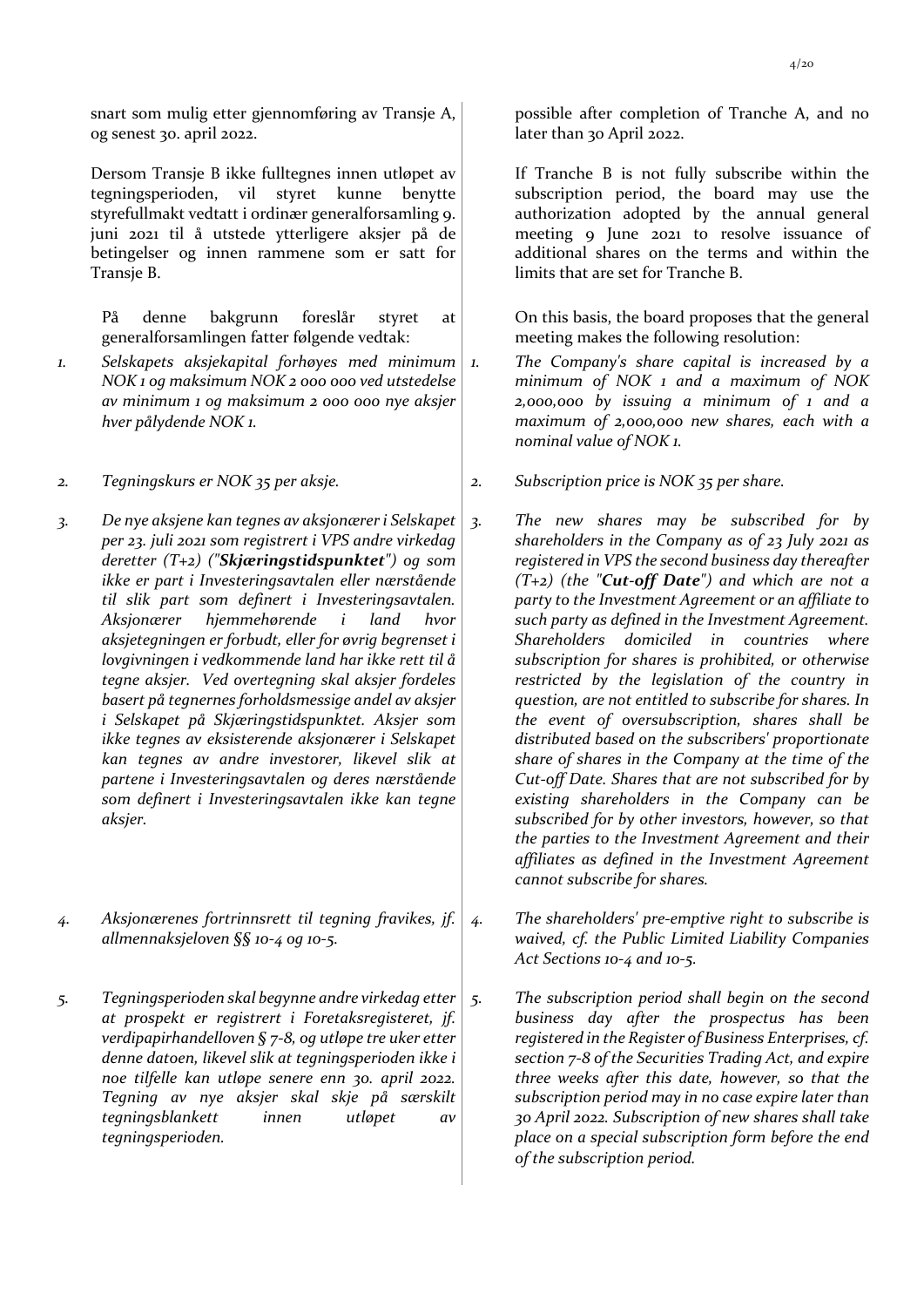snart som mulig etter gjennomføring av Transje A, og senest 30. april 2022.

Dersom Transje B ikke fulltegnes innen utløpet av tegningsperioden, vil styret kunne benytte styrefullmakt vedtatt i ordinær generalforsamling 9. juni 2021 til å utstede ytterligere aksjer på de betingelser og innen rammene som er satt for Transje B.

På denne bakgrunn foreslår styret at generalforsamlingen fatter følgende vedtak:

1. *Selskapets aksjekapital forhøyes med minimum NOK 1 og maksimum NOK 2 000 000 ved utstedelse av minimum 1 og maksimum 2 000 000 nye aksjer hver pålydende NOK 1.*

2. *Tegningskurs er NOK 35 per aksje.*

3. *De nye aksjene kan tegnes av aksjonærer i Selskapet per 23. juli 2021 som registrert i VPS andre virkedag deretter (T+2) ("**Skjæringstidspunktet**") og som ikke er part i Investeringsavtalen eller nærstående til slik part som definert i Investeringsavtalen. Aksjonærer hjemmehørende i land hvor aksjetegningen er forbudt, eller for øvrig begrenset i lovgivningen i vedkommende land har ikke rett til å tegne aksjer. Ved overtegning skal aksjer fordeles basert på tegnernes forholdsmessige andel av aksjer i Selskapet på Skjæringstidspunktet. Aksjer som ikke tegnes av eksisterende aksjonærer i Selskapet kan tegnes av andre investorer, likevel slik at partene i Investeringsavtalen og deres nærstående som definert i Investeringsavtalen ikke kan tegne aksjer.*

4. *Aksjonærenes fortrinnsrett til tegning fravikes, jf. allmennaksjeloven §§ 10-4 og 10-5.*

5. *Tegningsperioden skal begynne andre virkedag etter at prospekt er registrert i Foretaksregisteret, jf. verdipapirhandelloven § 7-8, og utløpe tre uker etter denne datoen, likevel slik at tegningsperioden ikke i noe tilfelle kan utløpe senere enn 30. april 2022. Tegning av nye aksjer skal skje på særskilt tegningsblankett innen utløpet av tegningsperioden.*

---

possible after completion of Tranche A, and no later than 30 April 2022.

If Tranche B is not fully subscribe within the subscription period, the board may use the authorization adopted by the annual general meeting 9 June 2021 to resolve issuance of additional shares on the terms and within the limits that are set for Tranche B.

On this basis, the board proposes that the general meeting makes the following resolution:

1. *The Company's share capital is increased by a minimum of NOK 1 and a maximum of NOK 2,000,000 by issuing a minimum of 1 and a maximum of 2,000,000 new shares, each with a nominal value of NOK 1.*

2. *Subscription price is NOK 35 per share.*

3. *The new shares may be subscribed for by shareholders in the Company as of 23 July 2021 as registered in VPS the second business day thereafter (T+2) (the "**Cut-off Date**") and which are not a party to the Investment Agreement or an affiliate to such party as defined in the Investment Agreement. Shareholders domiciled in countries where subscription for shares is prohibited, or otherwise restricted by the legislation of the country in question, are not entitled to subscribe for shares. In the event of oversubscription, shares shall be distributed based on the subscribers' proportionate share of shares in the Company at the time of the Cut-off Date. Shares that are not subscribed for by existing shareholders in the Company can be subscribed for by other investors, however, so that the parties to the Investment Agreement and their affiliates as defined in the Investment Agreement cannot subscribe for shares.*

4. *The shareholders' pre-emptive right to subscribe is waived, cf. the Public Limited Liability Companies Act Sections 10-4 and 10-5.*

5. *The subscription period shall begin on the second business day after the prospectus has been registered in the Register of Business Enterprises, cf. section 7-8 of the Securities Trading Act, and expire three weeks after this date, however, so that the subscription period may in no case expire later than 30 April 2022. Subscription of new shares shall take place on a special subscription form before the end of the subscription period.*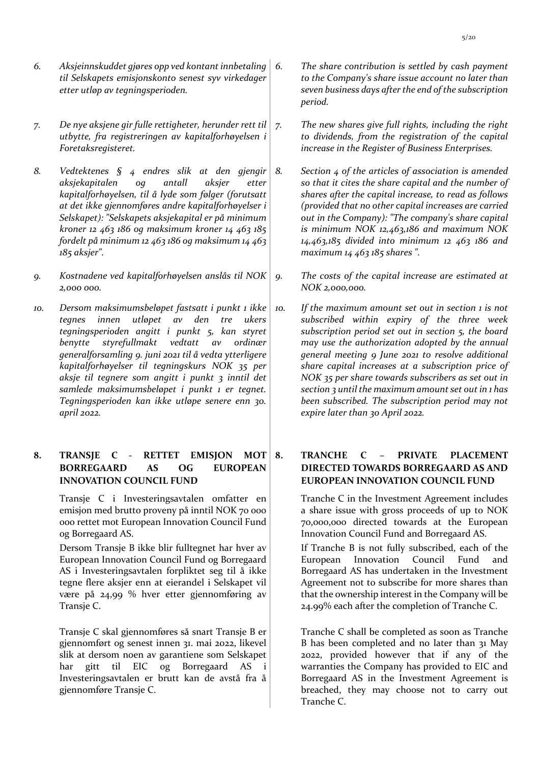6. *Aksjeinnskuddet gjøres opp ved kontant innbetaling til Selskapets emisjonskonto senest syv virkedager etter utløp av tegningsperioden.*

7. *De nye aksjene gir fulle rettigheter, herunder rett til utbytte, fra registreringen av kapitalforhøyelsen i Foretaksregisteret.*

8. *Vedtektenes § 4 endres slik at den gjengir aksjekapitalen og antall aksjer etter kapitalforhøyelsen, til å lyde som følger (forutsatt at det ikke gjennomføres andre kapitalforhøyelser i Selskapet): "Selskapets aksjekapital er på minimum kroner 12 463 186 og maksimum kroner 14 463 185 fordelt på minimum 12 463 186 og maksimum 14 463 185 aksjer".*

9. *Kostnadene ved kapitalforhøyelsen anslås til NOK 2,000 000.*

10. *Dersom maksimumsbeløpet fastsatt i punkt 1 ikke tegnes innen utløpet av den tre ukers tegningsperioden angitt i punkt 5, kan styret benytte styrefullmakt vedtatt av ordinær generalforsamling 9. juni 2021 til å vedta ytterligere kapitalforhøyelser til tegningskurs NOK 35 per aksje til tegnere som angitt i punkt 3 inntil det samlede maksimumsbeløpet i punkt 1 er tegnet. Tegningsperioden kan ikke utløpe senere enn 30. april 2022.*

6. *The share contribution is settled by cash payment to the Company's share issue account no later than seven business days after the end of the subscription period.*

7. *The new shares give full rights, including the right to dividends, from the registration of the capital increase in the Register of Business Enterprises.*

8. *Section 4 of the articles of association is amended so that it cites the share capital and the number of shares after the capital increase, to read as follows (provided that no other capital increases are carried out in the Company): "The company's share capital is minimum NOK 12,463,186 and maximum NOK 14,463,185 divided into minimum 12 463 186 and maximum 14 463 185 shares ".*

9. *The costs of the capital increase are estimated at NOK 2,000,000.*

10. *If the maximum amount set out in section 1 is not subscribed within expiry of the three week subscription period set out in section 5, the board may use the authorization adopted by the annual general meeting 9 June 2021 to resolve additional share capital increases at a subscription price of NOK 35 per share towards subscribers as set out in section 3 until the maximum amount set out in 1 has been subscribed. The subscription period may not expire later than 30 April 2022.*

## 8. TRANSJE C - RETTET EMISJON MOT BORREGAARD AS OG EUROPEAN INNOVATION COUNCIL FUND

Transje C i Investeringsavtalen omfatter en emisjon med brutto proveny på inntil NOK 70 000 000 rettet mot European Innovation Council Fund og Borregaard AS.

Dersom Transje B ikke blir fulltegnet har hver av European Innovation Council Fund og Borregaard AS i Investeringsavtalen forpliktet seg til å ikke tegne flere aksjer enn at eierandel i Selskapet vil være på 24,99 % hver etter gjennomføring av Transje C.

Transje C skal gjennomføres så snart Transje B er gjennomført og senest innen 31. mai 2022, likevel slik at dersom noen av garantiene som Selskapet har gitt til EIC og Borregaard AS i Investeringsavtalen er brutt kan de avstå fra å gjennomføre Transje C.

## 8. TRANCHE C – PRIVATE PLACEMENT DIRECTED TOWARDS BORREGAARD AS AND EUROPEAN INNOVATION COUNCIL FUND

Tranche C in the Investment Agreement includes a share issue with gross proceeds of up to NOK 70,000,000 directed towards at the European Innovation Council Fund and Borregaard AS.

If Tranche B is not fully subscribed, each of the European Innovation Council Fund and Borregaard AS has undertaken in the Investment Agreement not to subscribe for more shares than that the ownership interest in the Company will be 24.99% each after the completion of Tranche C.

Tranche C shall be completed as soon as Tranche B has been completed and no later than 31 May 2022, provided however that if any of the warranties the Company has provided to EIC and Borregaard AS in the Investment Agreement is breached, they may choose not to carry out Tranche C.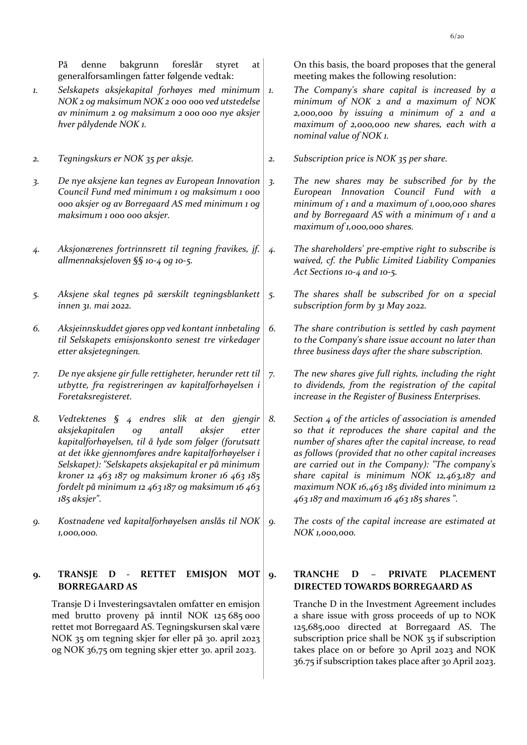På denne bakgrunn foreslår styret at generalforsamlingen fatter følgende vedtak:

1. *Selskapets aksjekapital forhøyes med minimum NOK 2 og maksimum NOK 2 000 000 ved utstedelse av minimum 2 og maksimum 2 000 000 nye aksjer hver pålydende NOK 1.*
2. *Tegningskurs er NOK 35 per aksje.*
3. *De nye aksjene kan tegnes av European Innovation Council Fund med minimum 1 og maksimum 1 000 000 aksjer og av Borregaard AS med minimum 1 og maksimum 1 000 000 aksjer.*
4. *Aksjonærenes fortrinnsrett til tegning fravikes, jf. allmennaksjeloven §§ 10-4 og 10-5.*
5. *Aksjene skal tegnes på særskilt tegningsblankett innen 31. mai 2022.*
6. *Aksjeinnskuddet gjøres opp ved kontant innbetaling til Selskapets emisjonskonto senest tre virkedager etter aksjetegningen.*
7. *De nye aksjene gir fulle rettigheter, herunder rett til utbytte, fra registreringen av kapitalforhøyelsen i Foretaksregisteret.*
8. *Vedtektenes § 4 endres slik at den gjengir aksjekapitalen og antall aksjer etter kapitalforhøyelsen, til å lyde som følger (forutsatt at det ikke gjennomføres andre kapitalforhøyelser i Selskapet): "Selskapets aksjekapital er på minimum kroner 12 463 187 og maksimum kroner 16 463 185 fordelt på minimum 12 463 187 og maksimum 16 463 185 aksjer".*
9. *Kostnadene ved kapitalforhøyelsen anslås til NOK 1,000,000.*

On this basis, the board proposes that the general meeting makes the following resolution:

1. *The Company's share capital is increased by a minimum of NOK 2 and a maximum of NOK 2,000,000 by issuing a minimum of 2 and a maximum of 2,000,000 new shares, each with a nominal value of NOK 1.*
2. *Subscription price is NOK 35 per share.*
3. *The new shares may be subscribed for by the European Innovation Council Fund with a minimum of 1 and a maximum of 1,000,000 shares and by Borregaard AS with a minimum of 1 and a maximum of 1,000,000 shares.*
4. *The shareholders' pre-emptive right to subscribe is waived, cf. the Public Limited Liability Companies Act Sections 10-4 and 10-5.*
5. *The shares shall be subscribed for on a special subscription form by 31 May 2022.*
6. *The share contribution is settled by cash payment to the Company's share issue account no later than three business days after the share subscription.*
7. *The new shares give full rights, including the right to dividends, from the registration of the capital increase in the Register of Business Enterprises.*
8. *Section 4 of the articles of association is amended so that it reproduces the share capital and the number of shares after the capital increase, to read as follows (provided that no other capital increases are carried out in the Company): "The company's share capital is minimum NOK 12,463,187 and maximum NOK 16,463,185 divided into minimum 12 463 187 and maximum 16 463 185 shares ".*
9. *The costs of the capital increase are estimated at NOK 1,000,000.*

## 9. TRANSJE D - RETTET EMISJON MOT BORREGAARD AS

Transje D i Investeringsavtalen omfatter en emisjon med brutto proveny på inntil NOK 125 685 000 rettet mot Borregaard AS. Tegningskursen skal være NOK 35 om tegning skjer før eller på 30. april 2023 og NOK 36,75 om tegning skjer etter 30. april 2023.

## 9. TRANCHE D – PRIVATE PLACEMENT DIRECTED TOWARDS BORREGAARD AS

Tranche D in the Investment Agreement includes a share issue with gross proceeds of up to NOK 125,685,000 directed at Borregaard AS. The subscription price shall be NOK 35 if subscription takes place on or before 30 April 2023 and NOK 36.75 if subscription takes place after 30 April 2023.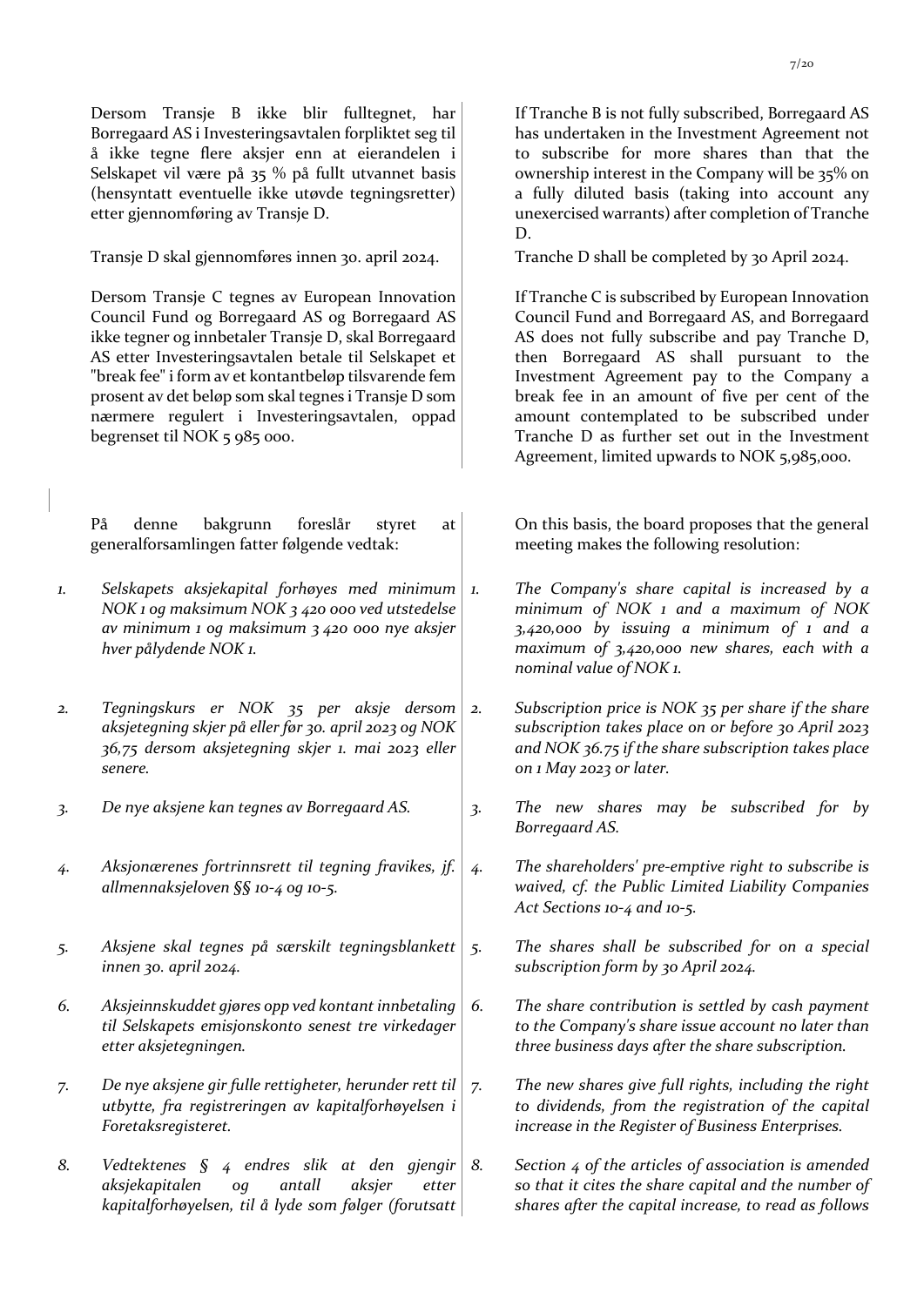Dersom Transje B ikke blir fulltegnet, har Borregaard AS i Investeringsavtalen forpliktet seg til å ikke tegne flere aksjer enn at eierandelen i Selskapet vil være på 35 % på fullt utvannet basis (hensyntatt eventuelle ikke utøvde tegningsretter) etter gjennomføring av Transje D.

Transje D skal gjennomføres innen 30. april 2024.

Dersom Transje C tegnes av European Innovation Council Fund og Borregaard AS og Borregaard AS ikke tegner og innbetaler Transje D, skal Borregaard AS etter Investeringsavtalen betale til Selskapet et "break fee" i form av et kontantbeløp tilsvarende fem prosent av det beløp som skal tegnes i Transje D som nærmere regulert i Investeringsavtalen, oppad begrenset til NOK 5 985 000.

På denne bakgrunn foreslår styret at generalforsamlingen fatter følgende vedtak:

1. *Selskapets aksjekapital forhøyes med minimum NOK 1 og maksimum NOK 3 420 000 ved utstedelse av minimum 1 og maksimum 3 420 000 nye aksjer hver pålydende NOK 1.*
2. *Tegningskurs er NOK 35 per aksje dersom aksjetegning skjer på eller før 30. april 2023 og NOK 36,75 dersom aksjetegning skjer 1. mai 2023 eller senere.*
3. *De nye aksjene kan tegnes av Borregaard AS.*
4. *Aksjonærenes fortrinnsrett til tegning fravikes, jf. allmennaksjeloven §§ 10-4 og 10-5.*
5. *Aksjene skal tegnes på særskilt tegningsblankett innen 30. april 2024.*
6. *Aksjeinnskuddet gjøres opp ved kontant innbetaling til Selskapets emisjonskonto senest tre virkedager etter aksjetegningen.*
7. *De nye aksjene gir fulle rettigheter, herunder rett til utbytte, fra registreringen av kapitalforhøyelsen i Foretaksregisteret.*
8. *Vedtektenes § 4 endres slik at den gjengir aksjekapitalen og antall aksjer etter kapitalforhøyelsen, til å lyde som følger (forutsatt*

---

If Tranche B is not fully subscribed, Borregaard AS has undertaken in the Investment Agreement not to subscribe for more shares than that the ownership interest in the Company will be 35% on a fully diluted basis (taking into account any unexercised warrants) after completion of Tranche D.

Tranche D shall be completed by 30 April 2024.

If Tranche C is subscribed by European Innovation Council Fund and Borregaard AS, and Borregaard AS does not fully subscribe and pay Tranche D, then Borregaard AS shall pursuant to the Investment Agreement pay to the Company a break fee in an amount of five per cent of the amount contemplated to be subscribed under Tranche D as further set out in the Investment Agreement, limited upwards to NOK 5,985,000.

On this basis, the board proposes that the general meeting makes the following resolution:

1. *The Company's share capital is increased by a minimum of NOK 1 and a maximum of NOK 3,420,000 by issuing a minimum of 1 and a maximum of 3,420,000 new shares, each with a nominal value of NOK 1.*
2. *Subscription price is NOK 35 per share if the share subscription takes place on or before 30 April 2023 and NOK 36.75 if the share subscription takes place on 1 May 2023 or later.*
3. *The new shares may be subscribed for by Borregaard AS.*
4. *The shareholders' pre-emptive right to subscribe is waived, cf. the Public Limited Liability Companies Act Sections 10-4 and 10-5.*
5. *The shares shall be subscribed for on a special subscription form by 30 April 2024.*
6. *The share contribution is settled by cash payment to the Company's share issue account no later than three business days after the share subscription.*
7. *The new shares give full rights, including the right to dividends, from the registration of the capital increase in the Register of Business Enterprises.*
8. *Section 4 of the articles of association is amended so that it cites the share capital and the number of shares after the capital increase, to read as follows*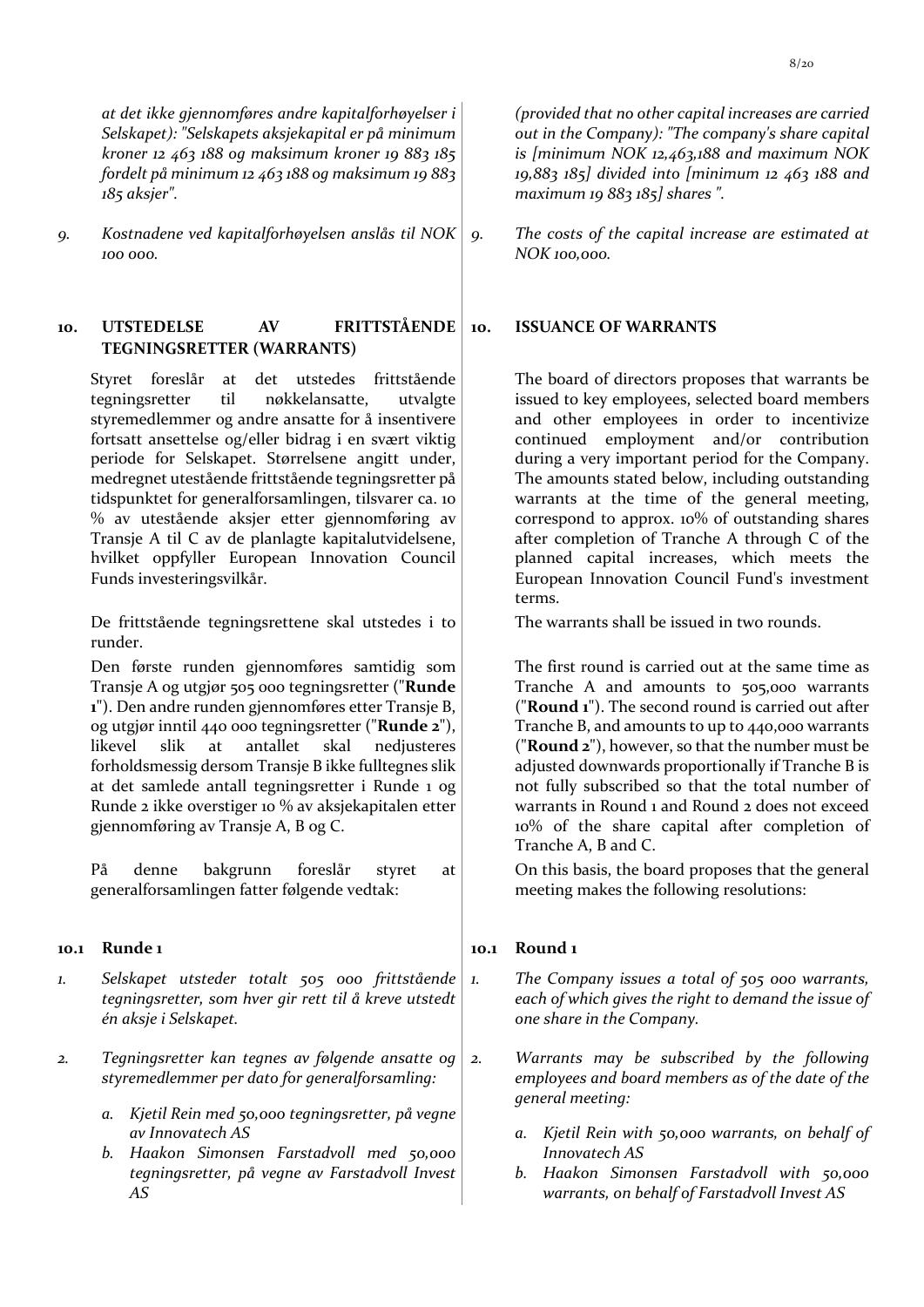*at det ikke gjennomføres andre kapitalforhøyelser i Selskapet): "Selskapets aksjekapital er på minimum kroner 12 463 188 og maksimum kroner 19 883 185 fordelt på minimum 12 463 188 og maksimum 19 883 185 aksjer".*

9. *Kostnadene ved kapitalforhøyelsen anslås til NOK 100 000.*

## 10. UTSTEDELSE AV FRITTSTÅENDE TEGNINGSRETTER (WARRANTS)

Styret foreslår at det utstedes frittstående tegningsretter til nøkkelansatte, utvalgte styremedlemmer og andre ansatte for å insentivere fortsatt ansettelse og/eller bidrag i en svært viktig periode for Selskapet. Størrelsene angitt under, medregnet utestående frittstående tegningsretter på tidspunktet for generalforsamlingen, tilsvarer ca. 10 % av utestående aksjer etter gjennomføring av Transje A til C av de planlagte kapitalutvidelsene, hvilket oppfyller European Innovation Council Funds investeringsvilkår.

De frittstående tegningsrettene skal utstedes i to runder.

Den første runden gjennomføres samtidig som Transje A og utgjør 505 000 tegningsretter ("**Runde 1**"). Den andre runden gjennomføres etter Transje B, og utgjør inntil 440 000 tegningsretter ("**Runde 2**"), likevel slik at antallet skal nedjusteres forholdsmessig dersom Transje B ikke fulltegnes slik at det samlede antall tegningsretter i Runde 1 og Runde 2 ikke overstiger 10 % av aksjekapitalen etter gjennomføring av Transje A, B og C.

På denne bakgrunn foreslår styret at generalforsamlingen fatter følgende vedtak:

### 10.1 Runde 1

1. *Selskapet utsteder totalt 505 000 frittstående tegningsretter, som hver gir rett til å kreve utstedt én aksje i Selskapet.*

2. *Tegningsretter kan tegnes av følgende ansatte og styremedlemmer per dato for generalforsamling:*

   a. *Kjetil Rein med 50,000 tegningsretter, på vegne av Innovatech AS*
   b. *Haakon Simonsen Farstadvoll med 50,000 tegningsretter, på vegne av Farstadvoll Invest AS*

---

*(provided that no other capital increases are carried out in the Company): "The company's share capital is [minimum NOK 12,463,188 and maximum NOK 19,883 185] divided into [minimum 12 463 188 and maximum 19 883 185] shares ".*

9. *The costs of the capital increase are estimated at NOK 100,000.*

## 10. ISSUANCE OF WARRANTS

The board of directors proposes that warrants be issued to key employees, selected board members and other employees in order to incentivize continued employment and/or contribution during a very important period for the Company. The amounts stated below, including outstanding warrants at the time of the general meeting, correspond to approx. 10% of outstanding shares after completion of Tranche A through C of the planned capital increases, which meets the European Innovation Council Fund's investment terms.

The warrants shall be issued in two rounds.

The first round is carried out at the same time as Tranche A and amounts to 505,000 warrants ("**Round 1**"). The second round is carried out after Tranche B, and amounts to up to 440,000 warrants ("**Round 2**"), however, so that the number must be adjusted downwards proportionally if Tranche B is not fully subscribed so that the total number of warrants in Round 1 and Round 2 does not exceed 10% of the share capital after completion of Tranche A, B and C.

On this basis, the board proposes that the general meeting makes the following resolutions:

### 10.1 Round 1

1. *The Company issues a total of 505 000 warrants, each of which gives the right to demand the issue of one share in the Company.*

2. *Warrants may be subscribed by the following employees and board members as of the date of the general meeting:*

   a. *Kjetil Rein with 50,000 warrants, on behalf of Innovatech AS*
   b. *Haakon Simonsen Farstadvoll with 50,000 warrants, on behalf of Farstadvoll Invest AS*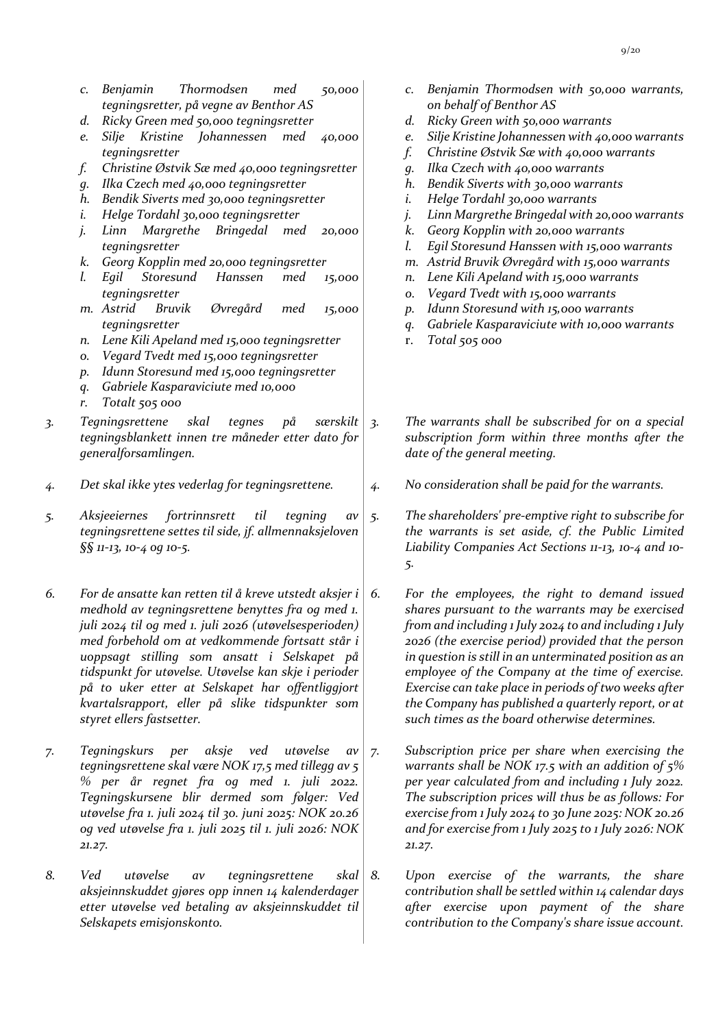*c. Benjamin Thormodsen med 50,000 tegningsretter, på vegne av Benthor AS*
*d. Ricky Green med 50,000 tegningsretter*
*e. Silje Kristine Johannessen med 40,000 tegningsretter*
*f. Christine Østvik Sæ med 40,000 tegningsretter*
*g. Ilka Czech med 40,000 tegningsretter*
*h. Bendik Siverts med 30,000 tegningsretter*
*i. Helge Tordahl 30,000 tegningsretter*
*j. Linn Margrethe Bringedal med 20,000 tegningsretter*
*k. Georg Kopplin med 20,000 tegningsretter*
*l. Egil Storesund Hanssen med 15,000 tegningsretter*
*m. Astrid Bruvik Øvregård med 15,000 tegningsretter*
*n. Lene Kili Apeland med 15,000 tegningsretter*
*o. Vegard Tvedt med 15,000 tegningsretter*
*p. Idunn Storesund med 15,000 tegningsretter*
*q. Gabriele Kasparaviciute med 10,000*
*r. Totalt 505 000*

*3. Tegningsrettene skal tegnes på særskilt tegningsblankett innen tre måneder etter dato for generalforsamlingen.*

*4. Det skal ikke ytes vederlag for tegningsrettene.*

*5. Aksjeeiernes fortrinnsrett til tegning av tegningsrettene settes til side, jf. allmennaksjeloven §§ 11-13, 10-4 og 10-5.*

*6. For de ansatte kan retten til å kreve utstedt aksjer i medhold av tegningsrettene benyttes fra og med 1. juli 2024 til og med 1. juli 2026 (utøvelsesperioden) med forbehold om at vedkommende fortsatt står i uoppsagt stilling som ansatt i Selskapet på tidspunkt for utøvelse. Utøvelse kan skje i perioder på to uker etter at Selskapet har offentliggjort kvartalsrapport, eller på slike tidspunkter som styret ellers fastsetter.*

*7. Tegningskurs per aksje ved utøvelse av tegningsrettene skal være NOK 17,5 med tillegg av 5 % per år regnet fra og med 1. juli 2022. Tegningskursene blir dermed som følger: Ved utøvelse fra 1. juli 2024 til 30. juni 2025: NOK 20.26 og ved utøvelse fra 1. juli 2025 til 1. juli 2026: NOK 21.27.*

*8. Ved utøvelse av tegningsrettene skal aksjeinnskuddet gjøres opp innen 14 kalenderdager etter utøvelse ved betaling av aksjeinnskuddet til Selskapets emisjonskonto.*

*c. Benjamin Thormodsen with 50,000 warrants, on behalf of Benthor AS*
*d. Ricky Green with 50,000 warrants*
*e. Silje Kristine Johannessen with 40,000 warrants*
*f. Christine Østvik Sæ with 40,000 warrants*
*g. Ilka Czech with 40,000 warrants*
*h. Bendik Siverts with 30,000 warrants*
*i. Helge Tordahl 30,000 warrants*
*j. Linn Margrethe Bringedal with 20,000 warrants*
*k. Georg Kopplin with 20,000 warrants*
*l. Egil Storesund Hanssen with 15,000 warrants*
*m. Astrid Bruvik Øvregård with 15,000 warrants*
*n. Lene Kili Apeland with 15,000 warrants*
*o. Vegard Tvedt with 15,000 warrants*
*p. Idunn Storesund with 15,000 warrants*
*q. Gabriele Kasparaviciute with 10,000 warrants*
r. *Total 505 000*

*3. The warrants shall be subscribed for on a special subscription form within three months after the date of the general meeting.*

*4. No consideration shall be paid for the warrants.*

*5. The shareholders' pre-emptive right to subscribe for the warrants is set aside, cf. the Public Limited Liability Companies Act Sections 11-13, 10-4 and 10-5.*

*6. For the employees, the right to demand issued shares pursuant to the warrants may be exercised from and including 1 July 2024 to and including 1 July 2026 (the exercise period) provided that the person in question is still in an unterminated position as an employee of the Company at the time of exercise. Exercise can take place in periods of two weeks after the Company has published a quarterly report, or at such times as the board otherwise determines.*

*7. Subscription price per share when exercising the warrants shall be NOK 17.5 with an addition of 5% per year calculated from and including 1 July 2022. The subscription prices will thus be as follows: For exercise from 1 July 2024 to 30 June 2025: NOK 20.26 and for exercise from 1 July 2025 to 1 July 2026: NOK 21.27.*

*8. Upon exercise of the warrants, the share contribution shall be settled within 14 calendar days after exercise upon payment of the share contribution to the Company's share issue account.*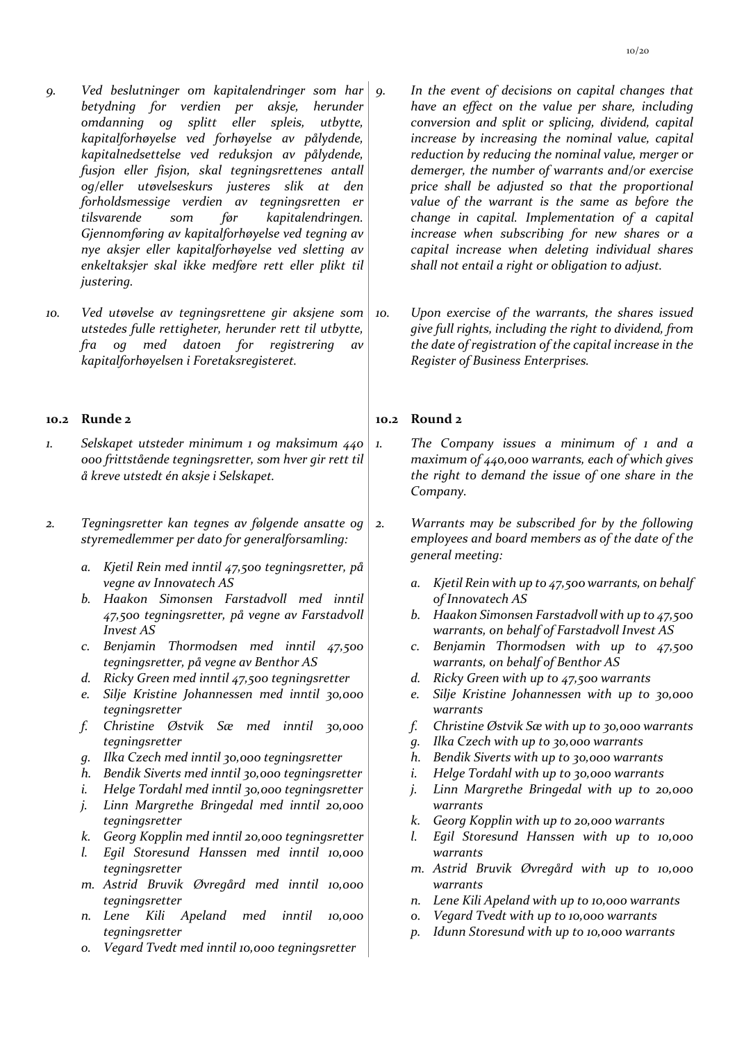*9. Ved beslutninger om kapitalendringer som har betydning for verdien per aksje, herunder omdanning og splitt eller spleis, utbytte, kapitalforhøyelse ved forhøyelse av pålydende, kapitalnedsettelse ved reduksjon av pålydende, fusjon eller fisjon, skal tegningsrettenes antall og/eller utøvelseskurs justeres slik at den forholdsmessige verdien av tegningsretten er tilsvarende som før kapitalendringen. Gjennomføring av kapitalforhøyelse ved tegning av nye aksjer eller kapitalforhøyelse ved sletting av enkeltaksjer skal ikke medføre rett eller plikt til justering.*

*10. Ved utøvelse av tegningsrettene gir aksjene som utstedes fulle rettigheter, herunder rett til utbytte, fra og med datoen for registrering av kapitalforhøyelsen i Foretaksregisteret.*

### 10.2 Runde 2

*1. Selskapet utsteder minimum 1 og maksimum 440 000 frittstående tegningsretter, som hver gir rett til å kreve utstedt én aksje i Selskapet.*

*2. Tegningsretter kan tegnes av følgende ansatte og styremedlemmer per dato for generalforsamling:*

*a. Kjetil Rein med inntil 47,500 tegningsretter, på vegne av Innovatech AS*
*b. Haakon Simonsen Farstadvoll med inntil 47,500 tegningsretter, på vegne av Farstadvoll Invest AS*
*c. Benjamin Thormodsen med inntil 47,500 tegningsretter, på vegne av Benthor AS*
*d. Ricky Green med inntil 47,500 tegningsretter*
*e. Silje Kristine Johannessen med inntil 30,000 tegningsretter*
*f. Christine Østvik Sæ med inntil 30,000 tegningsretter*
*g. Ilka Czech med inntil 30,000 tegningsretter*
*h. Bendik Siverts med inntil 30,000 tegningsretter*
*i. Helge Tordahl med inntil 30,000 tegningsretter*
*j. Linn Margrethe Bringedal med inntil 20,000 tegningsretter*
*k. Georg Kopplin med inntil 20,000 tegningsretter*
*l. Egil Storesund Hanssen med inntil 10,000 tegningsretter*
*m. Astrid Bruvik Øvregård med inntil 10,000 tegningsretter*
*n. Lene Kili Apeland med inntil 10,000 tegningsretter*
*o. Vegard Tvedt med inntil 10,000 tegningsretter*

---

*9. In the event of decisions on capital changes that have an effect on the value per share, including conversion and split or splicing, dividend, capital increase by increasing the nominal value, capital reduction by reducing the nominal value, merger or demerger, the number of warrants and/or exercise price shall be adjusted so that the proportional value of the warrant is the same as before the change in capital. Implementation of a capital increase when subscribing for new shares or a capital increase when deleting individual shares shall not entail a right or obligation to adjust.*

*10. Upon exercise of the warrants, the shares issued give full rights, including the right to dividend, from the date of registration of the capital increase in the Register of Business Enterprises.*

### 10.2 Round 2

*1. The Company issues a minimum of 1 and a maximum of 440,000 warrants, each of which gives the right to demand the issue of one share in the Company.*

*2. Warrants may be subscribed for by the following employees and board members as of the date of the general meeting:*

*a. Kjetil Rein with up to 47,500 warrants, on behalf of Innovatech AS*
*b. Haakon Simonsen Farstadvoll with up to 47,500 warrants, on behalf of Farstadvoll Invest AS*
*c. Benjamin Thormodsen with up to 47,500 warrants, on behalf of Benthor AS*
*d. Ricky Green with up to 47,500 warrants*
*e. Silje Kristine Johannessen with up to 30,000 warrants*
*f. Christine Østvik Sæ with up to 30,000 warrants*
*g. Ilka Czech with up to 30,000 warrants*
*h. Bendik Siverts with up to 30,000 warrants*
*i. Helge Tordahl with up to 30,000 warrants*
*j. Linn Margrethe Bringedal with up to 20,000 warrants*
*k. Georg Kopplin with up to 20,000 warrants*
*l. Egil Storesund Hanssen with up to 10,000 warrants*
*m. Astrid Bruvik Øvregård with up to 10,000 warrants*
*n. Lene Kili Apeland with up to 10,000 warrants*
*o. Vegard Tvedt with up to 10,000 warrants*
*p. Idunn Storesund with up to 10,000 warrants*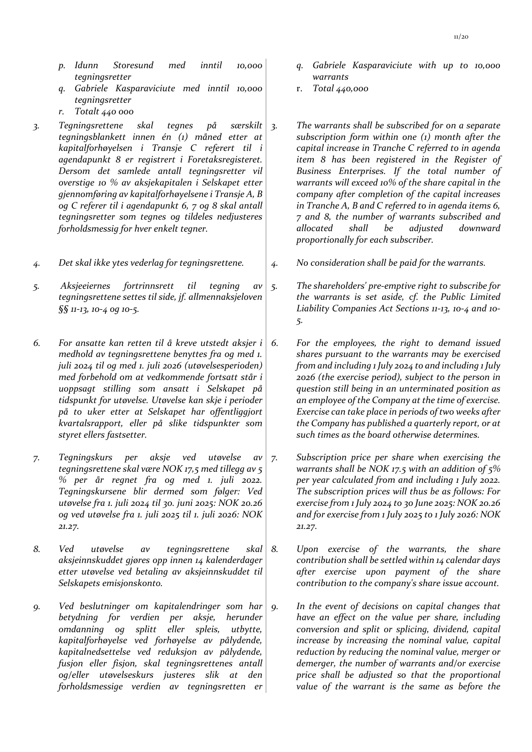*p. Idunn Storesund med inntil 10,000 tegningsretter*

*q. Gabriele Kasparaviciute med inntil 10,000 tegningsretter*

*r. Totalt 440 000*

*3. Tegningsrettene skal tegnes på særskilt tegningsblankett innen én (1) måned etter at kapitalforhøyelsen i Transje C referert til i agendapunkt 8 er registrert i Foretaksregisteret. Dersom det samlede antall tegningsretter vil overstige 10 % av aksjekapitalen i Selskapet etter gjennomføring av kapitalforhøyelsene i Transje A, B og C referer til i agendapunkt 6, 7 og 8 skal antall tegningsretter som tegnes og tildeles nedjusteres forholdsmessig for hver enkelt tegner.*

*4. Det skal ikke ytes vederlag for tegningsrettene.*

*5. Aksjeeiernes fortrinnsrett til tegning av tegningsrettene settes til side, jf. allmennaksjeloven §§ 11-13, 10-4 og 10-5.*

*6. For ansatte kan retten til å kreve utstedt aksjer i medhold av tegningsrettene benyttes fra og med 1. juli 2024 til og med 1. juli 2026 (utøvelsesperioden) med forbehold om at vedkommende fortsatt står i uoppsagt stilling som ansatt i Selskapet på tidspunkt for utøvelse. Utøvelse kan skje i perioder på to uker etter at Selskapet har offentliggjort kvartalsrapport, eller på slike tidspunkter som styret ellers fastsetter.*

*7. Tegningskurs per aksje ved utøvelse av tegningsrettene skal være NOK 17,5 med tillegg av 5 % per år regnet fra og med 1. juli 2022. Tegningskursene blir dermed som følger: Ved utøvelse fra 1. juli 2024 til 30. juni 2025: NOK 20.26 og ved utøvelse fra 1. juli 2025 til 1. juli 2026: NOK 21.27.*

*8. Ved utøvelse av tegningsrettene skal aksjeinnskuddet gjøres opp innen 14 kalenderdager etter utøvelse ved betaling av aksjeinnskuddet til Selskapets emisjonskonto.*

*9. Ved beslutninger om kapitalendringer som har betydning for verdien per aksje, herunder omdanning og splitt eller spleis, utbytte, kapitalforhøyelse ved forhøyelse av pålydende, kapitalnedsettelse ved reduksjon av pålydende, fusjon eller fisjon, skal tegningsrettenes antall og/eller utøvelseskurs justeres slik at den forholdsmessige verdien av tegningsretten er*

*q. Gabriele Kasparaviciute with up to 10,000 warrants*

r. *Total 440,000*

*3. The warrants shall be subscribed for on a separate subscription form within one (1) month after the capital increase in Tranche C referred to in agenda item 8 has been registered in the Register of Business Enterprises. If the total number of warrants will exceed 10% of the share capital in the company after completion of the capital increases in Tranche A, B and C referred to in agenda items 6, 7 and 8, the number of warrants subscribed and allocated shall be adjusted downward proportionally for each subscriber.*

*4. No consideration shall be paid for the warrants.*

*5. The shareholders' pre-emptive right to subscribe for the warrants is set aside, cf. the Public Limited Liability Companies Act Sections 11-13, 10-4 and 10-5.*

*6. For the employees, the right to demand issued shares pursuant to the warrants may be exercised from and including 1 July 2024 to and including 1 July 2026 (the exercise period), subject to the person in question still being in an unterminated position as an employee of the Company at the time of exercise. Exercise can take place in periods of two weeks after the Company has published a quarterly report, or at such times as the board otherwise determines.*

*7. Subscription price per share when exercising the warrants shall be NOK 17.5 with an addition of 5% per year calculated from and including 1 July 2022. The subscription prices will thus be as follows: For exercise from 1 July 2024 to 30 June 2025: NOK 20.26 and for exercise from 1 July 2025 to 1 July 2026: NOK 21.27.*

*8. Upon exercise of the warrants, the share contribution shall be settled within 14 calendar days after exercise upon payment of the share contribution to the company's share issue account.*

*9. In the event of decisions on capital changes that have an effect on the value per share, including conversion and split or splicing, dividend, capital increase by increasing the nominal value, capital reduction by reducing the nominal value, merger or demerger, the number of warrants and/or exercise price shall be adjusted so that the proportional value of the warrant is the same as before the*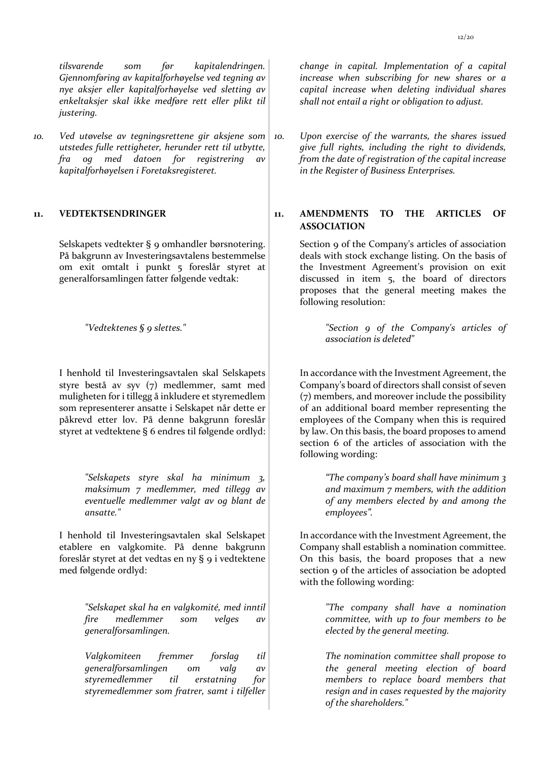*tilsvarende som før kapitalendringen. Gjennomføring av kapitalforhøyelse ved tegning av nye aksjer eller kapitalforhøyelse ved sletting av enkeltaksjer skal ikke medføre rett eller plikt til justering.*

10. *Ved utøvelse av tegningsrettene gir aksjene som utstedes fulle rettigheter, herunder rett til utbytte, fra og med datoen for registrering av kapitalforhøyelsen i Foretaksregisteret.*

## 11. VEDTEKTSENDRINGER

Selskapets vedtekter § 9 omhandler børsnotering. På bakgrunn av Investeringsavtalens bestemmelse om exit omtalt i punkt 5 foreslår styret at generalforsamlingen fatter følgende vedtak:

> *"Vedtektenes § 9 slettes."*

I henhold til Investeringsavtalen skal Selskapets styre bestå av syv (7) medlemmer, samt med muligheten for i tillegg å inkludere et styremedlem som representerer ansatte i Selskapet når dette er påkrevd etter lov. På denne bakgrunn foreslår styret at vedtektene § 6 endres til følgende ordlyd:

> *"Selskapets styre skal ha minimum 3, maksimum 7 medlemmer, med tillegg av eventuelle medlemmer valgt av og blant de ansatte."*

I henhold til Investeringsavtalen skal Selskapet etablere en valgkomite. På denne bakgrunn foreslår styret at det vedtas en ny § 9 i vedtektene med følgende ordlyd:

> *"Selskapet skal ha en valgkomité, med inntil fire medlemmer som velges av generalforsamlingen.*
>
> *Valgkomiteen fremmer forslag til generalforsamlingen om valg av styremedlemmer til erstatning for styremedlemmer som fratrer, samt i tilfeller*

---

*change in capital. Implementation of a capital increase when subscribing for new shares or a capital increase when deleting individual shares shall not entail a right or obligation to adjust.*

10. *Upon exercise of the warrants, the shares issued give full rights, including the right to dividends, from the date of registration of the capital increase in the Register of Business Enterprises.*

## 11. AMENDMENTS TO THE ARTICLES OF ASSOCIATION

Section 9 of the Company's articles of association deals with stock exchange listing. On the basis of the Investment Agreement's provision on exit discussed in item 5, the board of directors proposes that the general meeting makes the following resolution:

> *"Section 9 of the Company's articles of association is deleted"*

In accordance with the Investment Agreement, the Company's board of directors shall consist of seven (7) members, and moreover include the possibility of an additional board member representing the employees of the Company when this is required by law. On this basis, the board proposes to amend section 6 of the articles of association with the following wording:

> *"The company's board shall have minimum 3 and maximum 7 members, with the addition of any members elected by and among the employees".*

In accordance with the Investment Agreement, the Company shall establish a nomination committee. On this basis, the board proposes that a new section 9 of the articles of association be adopted with the following wording:

> *"The company shall have a nomination committee, with up to four members to be elected by the general meeting.*
>
> *The nomination committee shall propose to the general meeting election of board members to replace board members that resign and in cases requested by the majority of the shareholders."*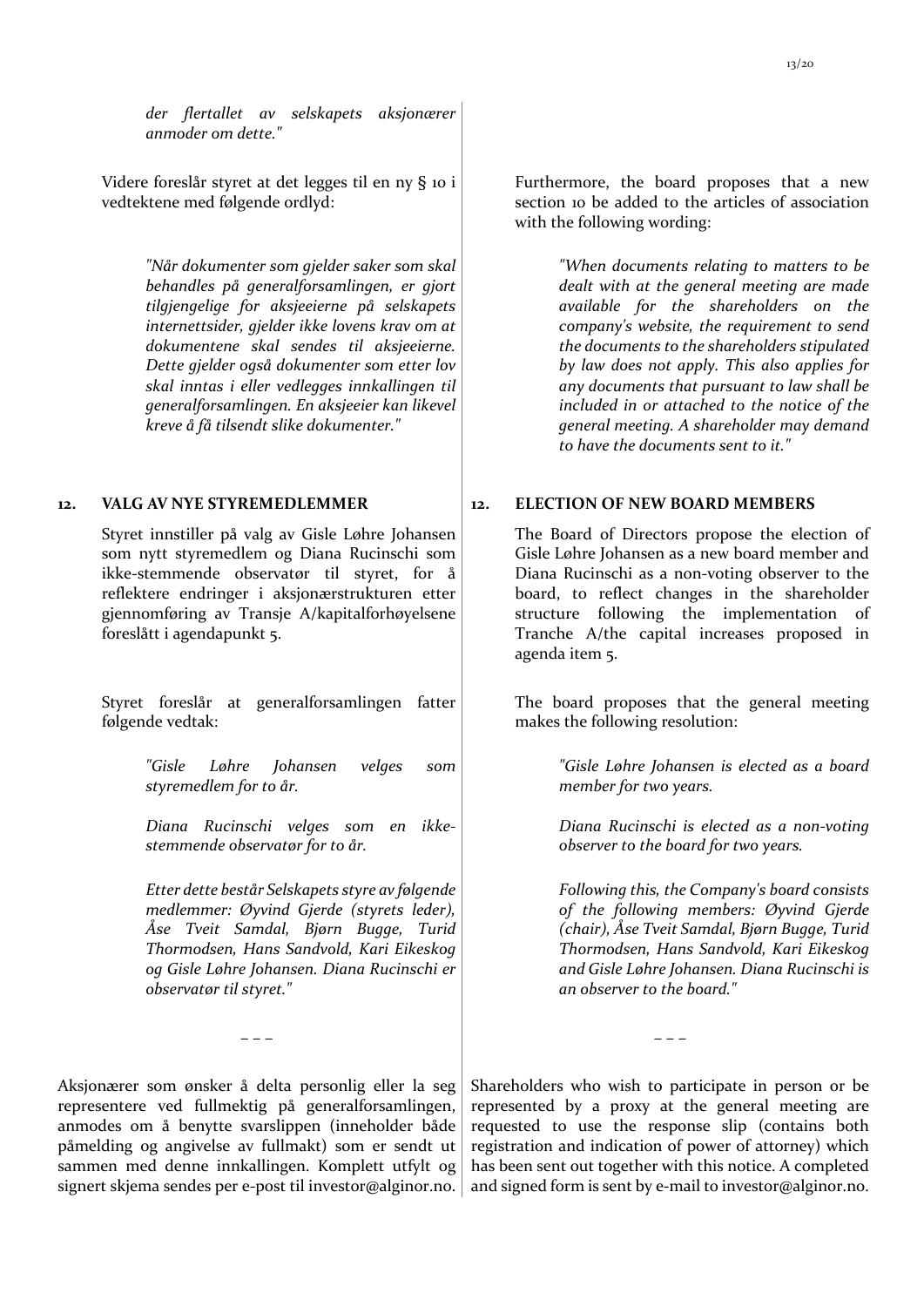*der flertallet av selskapets aksjonærer anmoder om dette."*

Videre foreslår styret at det legges til en ny § 10 i vedtektene med følgende ordlyd:

> *"Når dokumenter som gjelder saker som skal behandles på generalforsamlingen, er gjort tilgjengelige for aksjeeierne på selskapets internettsider, gjelder ikke lovens krav om at dokumentene skal sendes til aksjeeierne. Dette gjelder også dokumenter som etter lov skal inntas i eller vedlegges innkallingen til generalforsamlingen. En aksjeeier kan likevel kreve å få tilsendt slike dokumenter."*

Furthermore, the board proposes that a new section 10 be added to the articles of association with the following wording:

> *"When documents relating to matters to be dealt with at the general meeting are made available for the shareholders on the company's website, the requirement to send the documents to the shareholders stipulated by law does not apply. This also applies for any documents that pursuant to law shall be included in or attached to the notice of the general meeting. A shareholder may demand to have the documents sent to it."*

## 12. VALG AV NYE STYREMEDLEMMER

Styret innstiller på valg av Gisle Løhre Johansen som nytt styremedlem og Diana Rucinschi som ikke-stemmende observatør til styret, for å reflektere endringer i aksjonærstrukturen etter gjennomføring av Transje A/kapitalforhøyelsene foreslått i agendapunkt 5.

Styret foreslår at generalforsamlingen fatter følgende vedtak:

> *"Gisle Løhre Johansen velges som styremedlem for to år.*
>
> *Diana Rucinschi velges som en ikke-stemmende observatør for to år.*
>
> *Etter dette består Selskapets styre av følgende medlemmer: Øyvind Gjerde (styrets leder), Åse Tveit Samdal, Bjørn Bugge, Turid Thormodsen, Hans Sandvold, Kari Eikeskog og Gisle Løhre Johansen. Diana Rucinschi er observatør til styret."*

## 12. ELECTION OF NEW BOARD MEMBERS

The Board of Directors propose the election of Gisle Løhre Johansen as a new board member and Diana Rucinschi as a non-voting observer to the board, to reflect changes in the shareholder structure following the implementation of Tranche A/the capital increases proposed in agenda item 5.

The board proposes that the general meeting makes the following resolution:

> *"Gisle Løhre Johansen is elected as a board member for two years.*
>
> *Diana Rucinschi is elected as a non-voting observer to the board for two years.*
>
> *Following this, the Company's board consists of the following members: Øyvind Gjerde (chair), Åse Tveit Samdal, Bjørn Bugge, Turid Thormodsen, Hans Sandvold, Kari Eikeskog and Gisle Løhre Johansen. Diana Rucinschi is an observer to the board."*

– – –

Aksjonærer som ønsker å delta personlig eller la seg representere ved fullmektig på generalforsamlingen, anmodes om å benytte svarslippen (inneholder både påmelding og angivelse av fullmakt) som er sendt ut sammen med denne innkallingen. Komplett utfylt og signert skjema sendes per e-post til investor@alginor.no.

Shareholders who wish to participate in person or be represented by a proxy at the general meeting are requested to use the response slip (contains both registration and indication of power of attorney) which has been sent out together with this notice. A completed and signed form is sent by e-mail to investor@alginor.no.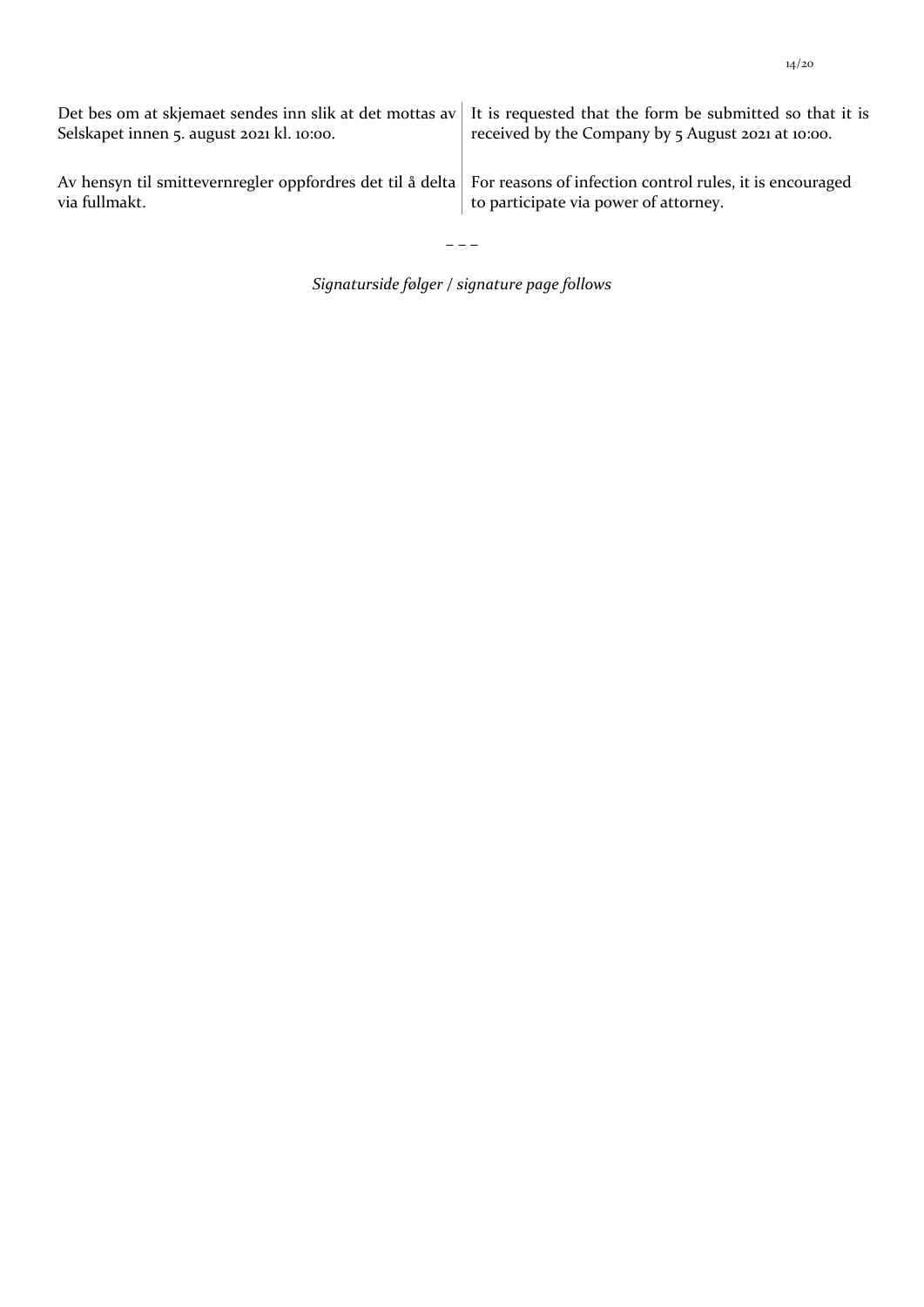| | |
|---|---|
| Det bes om at skjemaet sendes inn slik at det mottas av Selskapet innen 5. august 2021 kl. 10:00. | It is requested that the form be submitted so that it is received by the Company by 5 August 2021 at 10:00. |
| Av hensyn til smittevernregler oppfordres det til å delta via fullmakt. | For reasons of infection control rules, it is encouraged to participate via power of attorney. |

– – –

*Signaturside følger / signature page follows*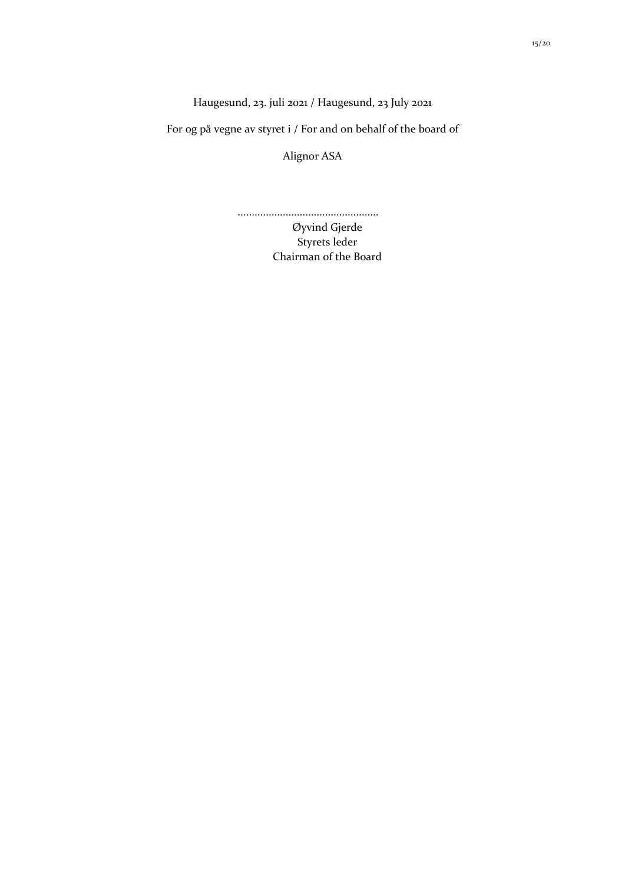Haugesund, 23. juli 2021 / Haugesund, 23 July 2021

For og på vegne av styret i / For and on behalf of the board of

Alignor ASA

..................................................

Øyvind Gjerde
Styrets leder
Chairman of the Board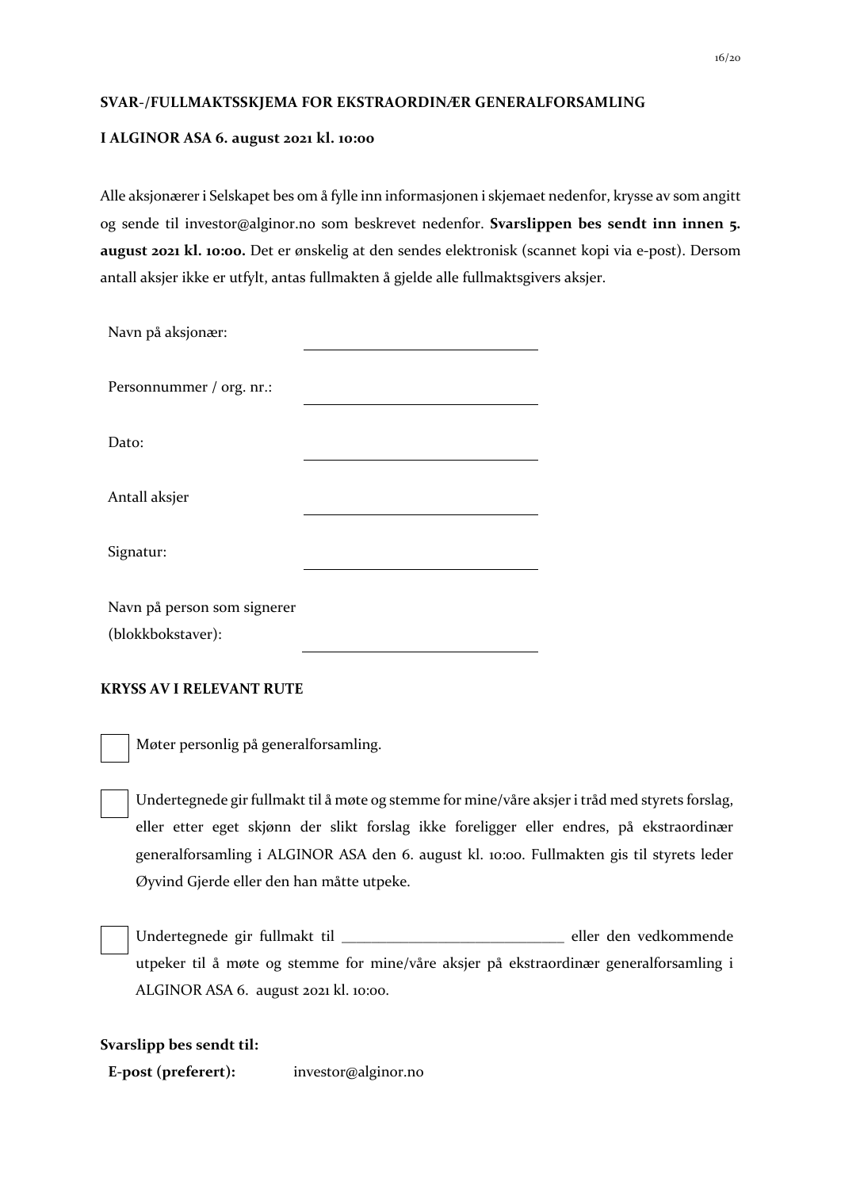**SVAR-/FULLMAKTSSKJEMA FOR EKSTRAORDINÆR GENERALFORSAMLING**

**I ALGINOR ASA 6. august 2021 kl. 10:00**

Alle aksjonærer i Selskapet bes om å fylle inn informasjonen i skjemaet nedenfor, krysse av som angitt og sende til investor@alginor.no som beskrevet nedenfor. **Svarslippen bes sendt inn innen 5. august 2021 kl. 10:00.** Det er ønskelig at den sendes elektronisk (scannet kopi via e-post). Dersom antall aksjer ikke er utfylt, antas fullmakten å gjelde alle fullmaktsgivers aksjer.

| | |
|---|---|
| Navn på aksjonær: | ______________________ |
| Personnummer / org. nr.: | ______________________ |
| Dato: | ______________________ |
| Antall aksjer | ______________________ |
| Signatur: | ______________________ |
| Navn på person som signerer (blokkbokstaver): | ______________________ |

**KRYSS AV I RELEVANT RUTE**

☐ Møter personlig på generalforsamling.

☐ Undertegnede gir fullmakt til å møte og stemme for mine/våre aksjer i tråd med styrets forslag, eller etter eget skjønn der slikt forslag ikke foreligger eller endres, på ekstraordinær generalforsamling i ALGINOR ASA den 6. august kl. 10:00. Fullmakten gis til styrets leder Øyvind Gjerde eller den han måtte utpeke.

☐ Undertegnede gir fullmakt til ______________________________ eller den vedkommende utpeker til å møte og stemme for mine/våre aksjer på ekstraordinær generalforsamling i ALGINOR ASA 6. august 2021 kl. 10:00.

**Svarslipp bes sendt til:**

**E-post (preferert):** investor@alginor.no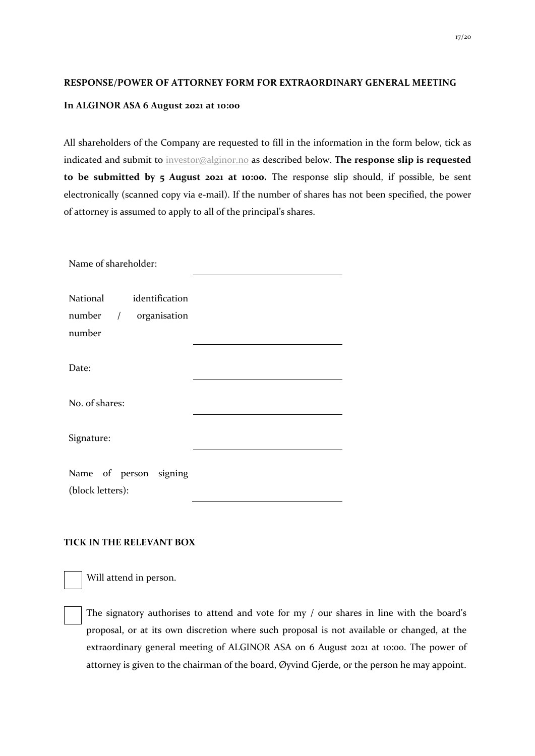**RESPONSE/POWER OF ATTORNEY FORM FOR EXTRAORDINARY GENERAL MEETING**

**In ALGINOR ASA 6 August 2021 at 10:00**

All shareholders of the Company are requested to fill in the information in the form below, tick as indicated and submit to investor@alginor.no as described below. **The response slip is requested to be submitted by 5 August 2021 at 10:00.** The response slip should, if possible, be sent electronically (scanned copy via e-mail). If the number of shares has not been specified, the power of attorney is assumed to apply to all of the principal's shares.

| | |
|---|---|
| Name of shareholder: | ______________________ |
| National identification number / organisation number | ______________________ |
| Date: | ______________________ |
| No. of shares: | ______________________ |
| Signature: | ______________________ |
| Name of person signing (block letters): | ______________________ |

**TICK IN THE RELEVANT BOX**

☐ Will attend in person.

☐ The signatory authorises to attend and vote for my / our shares in line with the board's proposal, or at its own discretion where such proposal is not available or changed, at the extraordinary general meeting of ALGINOR ASA on 6 August 2021 at 10:00. The power of attorney is given to the chairman of the board, Øyvind Gjerde, or the person he may appoint.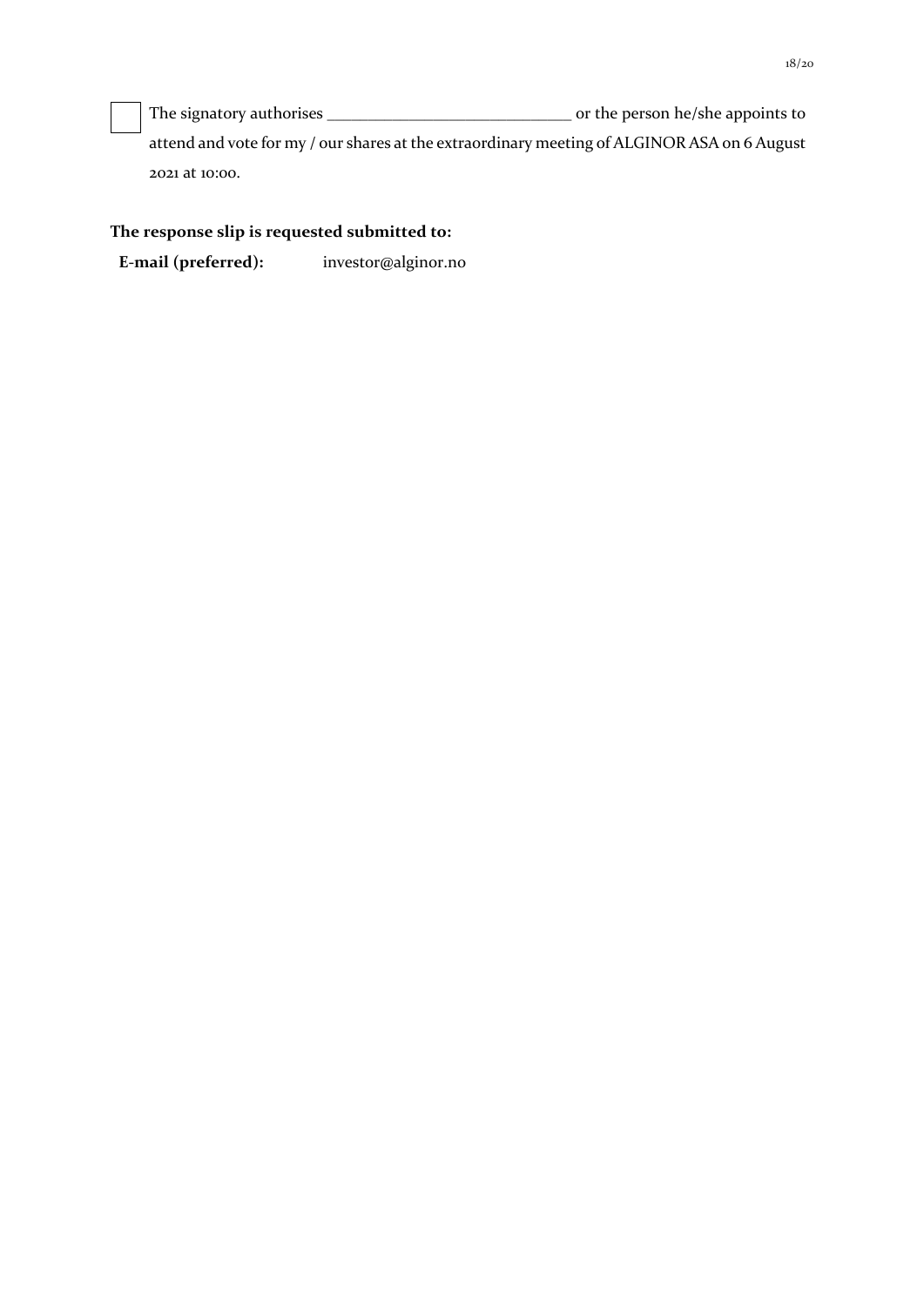☐ The signatory authorises ______________________________ or the person he/she appoints to attend and vote for my / our shares at the extraordinary meeting of ALGINOR ASA on 6 August 2021 at 10:00.

**The response slip is requested submitted to:**

**E-mail (preferred):** investor@alginor.no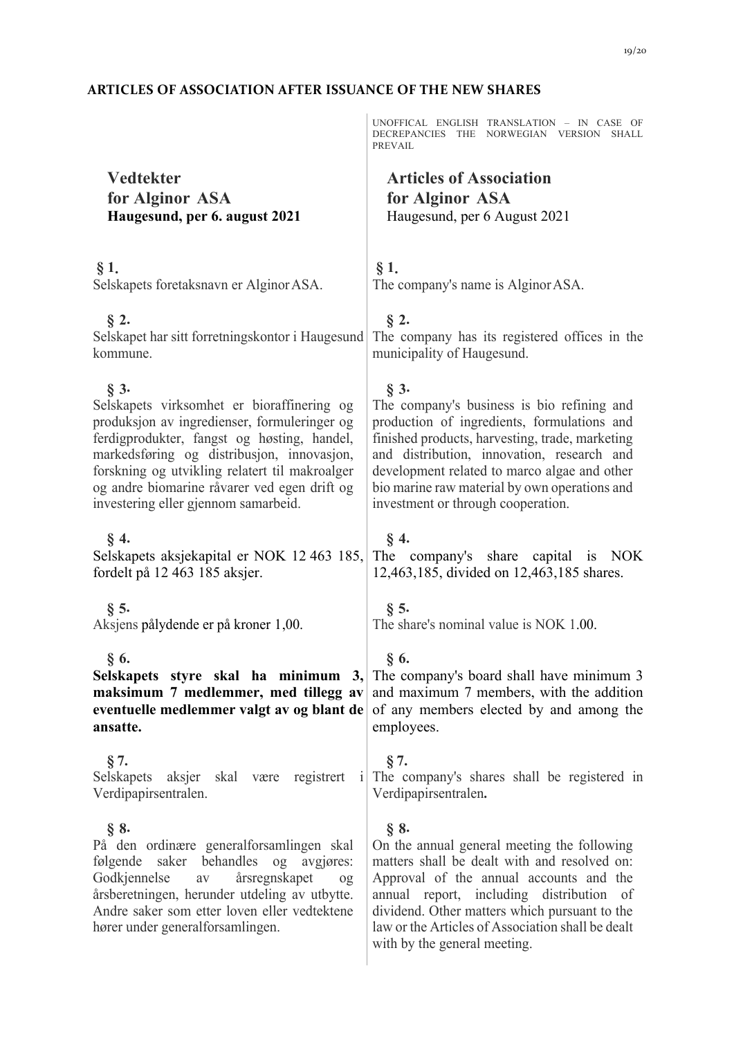## ARTICLES OF ACCESSIBILITY AFTER ISSUANCE OF THE NEW SHARES

UNOFFICAL ENGLISH TRANSLATION – IN CASE OF DECREPANCIES THE NORWEGIAN VERSION SHALL PREVAIL

| **Vedtekter for Alginor ASA Haugesund, per 6. august 2021** | **Articles of Association for Alginor ASA** Haugesund, per 6 August 2021 |
|---|---|
| **§ 1.** Selskapets foretaksnavn er Alginor ASA. | **§ 1.** The company's name is Alginor ASA. |
| **§ 2.** Selskapet har sitt forretningskontor i Haugesund kommune. | **§ 2.** The company has its registered offices in the municipality of Haugesund. |
| **§ 3.** Selskapets virksomhet er bioraffinering og produksjon av ingredienser, formuleringer og ferdigprodukter, fangst og høsting, handel, markedsføring og distribusjon, innovasjon, forskning og utvikling relatert til makroalger og andre biomarine råvarer ved egen drift og investering eller gjennom samarbeid. | **§ 3.** The company's business is bio refining and production of ingredients, formulations and finished products, harvesting, trade, marketing and distribution, innovation, research and development related to marco algae and other bio marine raw material by own operations and investment or through cooperation. |
| **§ 4.** Selskapets aksjekapital er NOK 12 463 185, fordelt på 12 463 185 aksjer. | **§ 4.** The company's share capital is NOK 12,463,185, divided on 12,463,185 shares. |
| **§ 5.** Aksjens pålydende er på kroner 1,00. | **§ 5.** The share's nominal value is NOK 1.00. |
| **§ 6.** **Selskapets styre skal ha minimum 3, maksimum 7 medlemmer, med tillegg av eventuelle medlemmer valgt av og blant de ansatte.** | **§ 6.** The company's board shall have minimum 3 and maximum 7 members, with the addition of any members elected by and among the employees. |
| **§ 7.** Selskapets aksjer skal være registrert i Verdipapirsentralen. | **§ 7.** The company's shares shall be registered in Verdipapirsentralen**.** |
| **§ 8.** På den ordinære generalforsamlingen skal følgende saker behandles og avgjøres: Godkjennelse av årsregnskapet og årsberetningen, herunder utdeling av utbytte. Andre saker som etter loven eller vedtektene hører under generalforsamlingen. | **§ 8.** On the annual general meeting the following matters shall be dealt with and resolved on: Approval of the annual accounts and the annual report, including distribution of dividend. Other matters which pursuant to the law or the Articles of Association shall be dealt with by the general meeting. |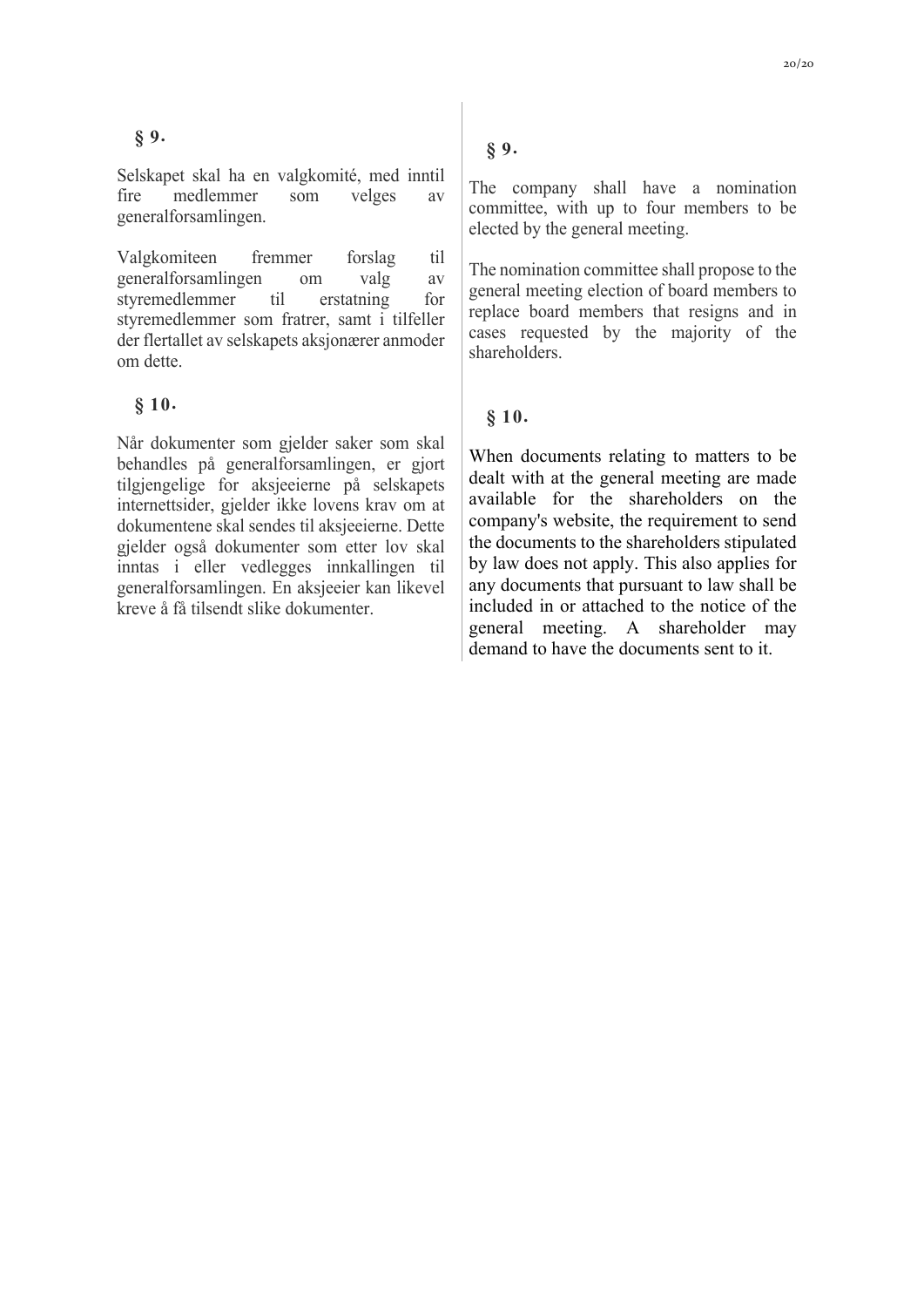### § 9.

Selskapet skal ha en valgkomité, med inntil fire medlemmer som velges av generalforsamlingen.

Valgkomiteen fremmer forslag til generalforsamlingen om valg av styremedlemmer til erstatning for styremedlemmer som fratrer, samt i tilfeller der flertallet av selskapets aksjonærer anmoder om dette.

### § 10.

Når dokumenter som gjelder saker som skal behandles på generalforsamlingen, er gjort tilgjengelige for aksjeeierne på selskapets internettsider, gjelder ikke lovens krav om at dokumentene skal sendes til aksjeeierne. Dette gjelder også dokumenter som etter lov skal inntas i eller vedlegges innkallingen til generalforsamlingen. En aksjeeier kan likevel kreve å få tilsendt slike dokumenter.

### § 9.

The company shall have a nomination committee, with up to four members to be elected by the general meeting.

The nomination committee shall propose to the general meeting election of board members to replace board members that resigns and in cases requested by the majority of the shareholders.

### § 10.

When documents relating to matters to be dealt with at the general meeting are made available for the shareholders on the company's website, the requirement to send the documents to the shareholders stipulated by law does not apply. This also applies for any documents that pursuant to law shall be included in or attached to the notice of the general meeting. A shareholder may demand to have the documents sent to it.